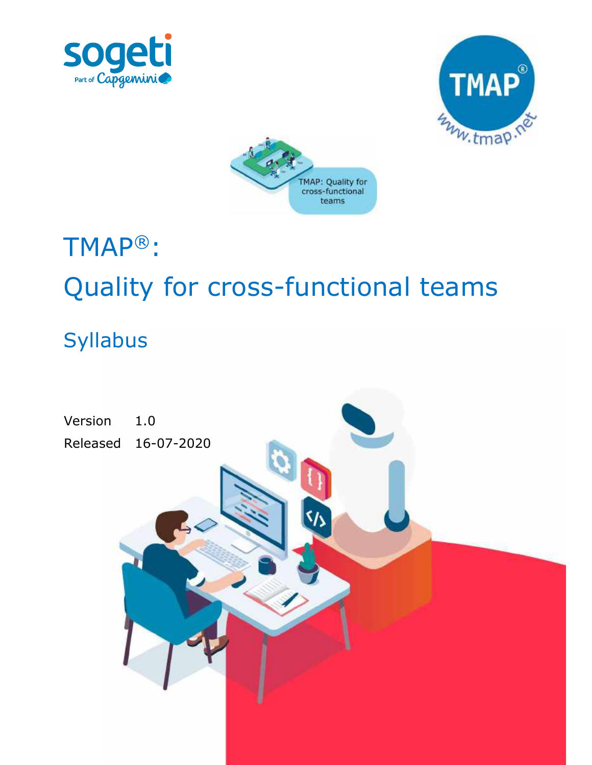# TMAP®: Quality for cross-functional teams

## Syllabus

Version 1.0

Released 16-07-2020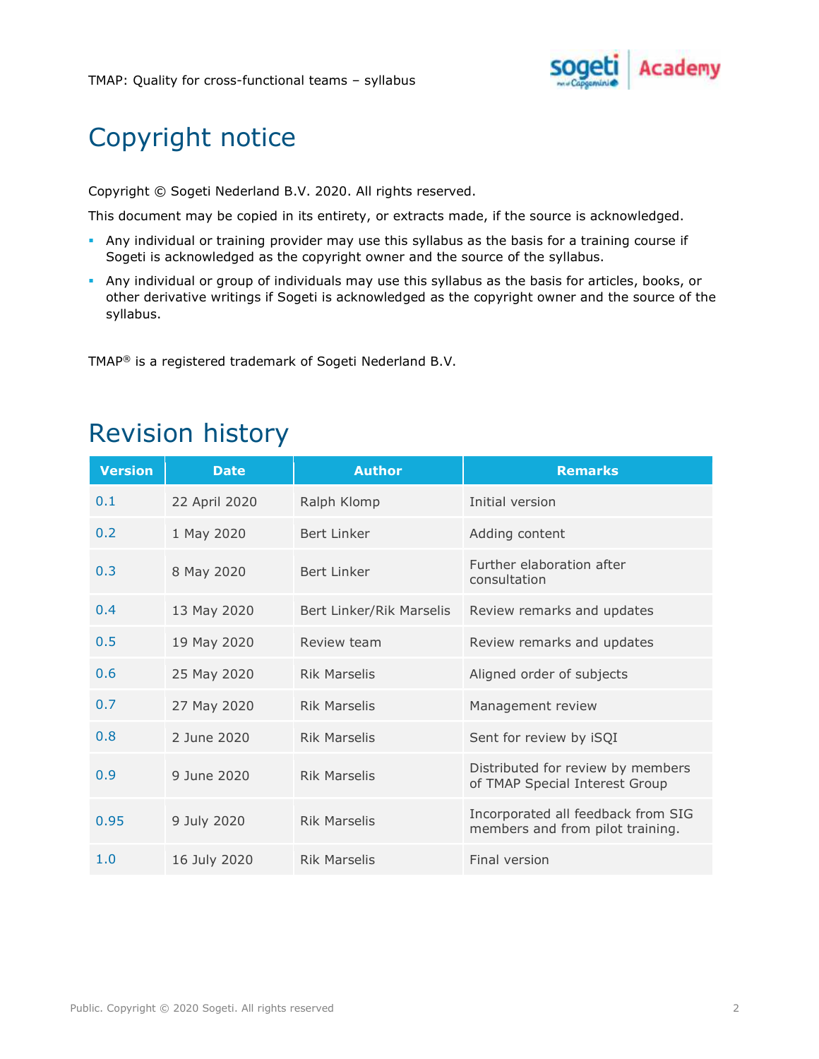# Copyright notice

Copyright © Sogeti Nederland B.V. 2020. All rights reserved.

This document may be copied in its entirety, or extracts made, if the source is acknowledged.

- Any individual or training provider may use this syllabus as the basis for a training course if Sogeti is acknowledged as the copyright owner and the source of the syllabus.
- Any individual or group of individuals may use this syllabus as the basis for articles, books, or other derivative writings if Sogeti is acknowledged as the copyright owner and the source of the syllabus.

TMAP® is a registered trademark of Sogeti Nederland B.V.

# Revision history

| Version | Date | Author | Remarks |
|---|---|---|---|
| 0.1 | 22 April 2020 | Ralph Klomp | Initial version |
| 0.2 | 1 May 2020 | Bert Linker | Adding content |
| 0.3 | 8 May 2020 | Bert Linker | Further elaboration after consultation |
| 0.4 | 13 May 2020 | Bert Linker/Rik Marselis | Review remarks and updates |
| 0.5 | 19 May 2020 | Review team | Review remarks and updates |
| 0.6 | 25 May 2020 | Rik Marselis | Aligned order of subjects |
| 0.7 | 27 May 2020 | Rik Marselis | Management review |
| 0.8 | 2 June 2020 | Rik Marselis | Sent for review by iSQI |
| 0.9 | 9 June 2020 | Rik Marselis | Distributed for review by members of TMAP Special Interest Group |
| 0.95 | 9 July 2020 | Rik Marselis | Incorporated all feedback from SIG members and from pilot training. |
| 1.0 | 16 July 2020 | Rik Marselis | Final version |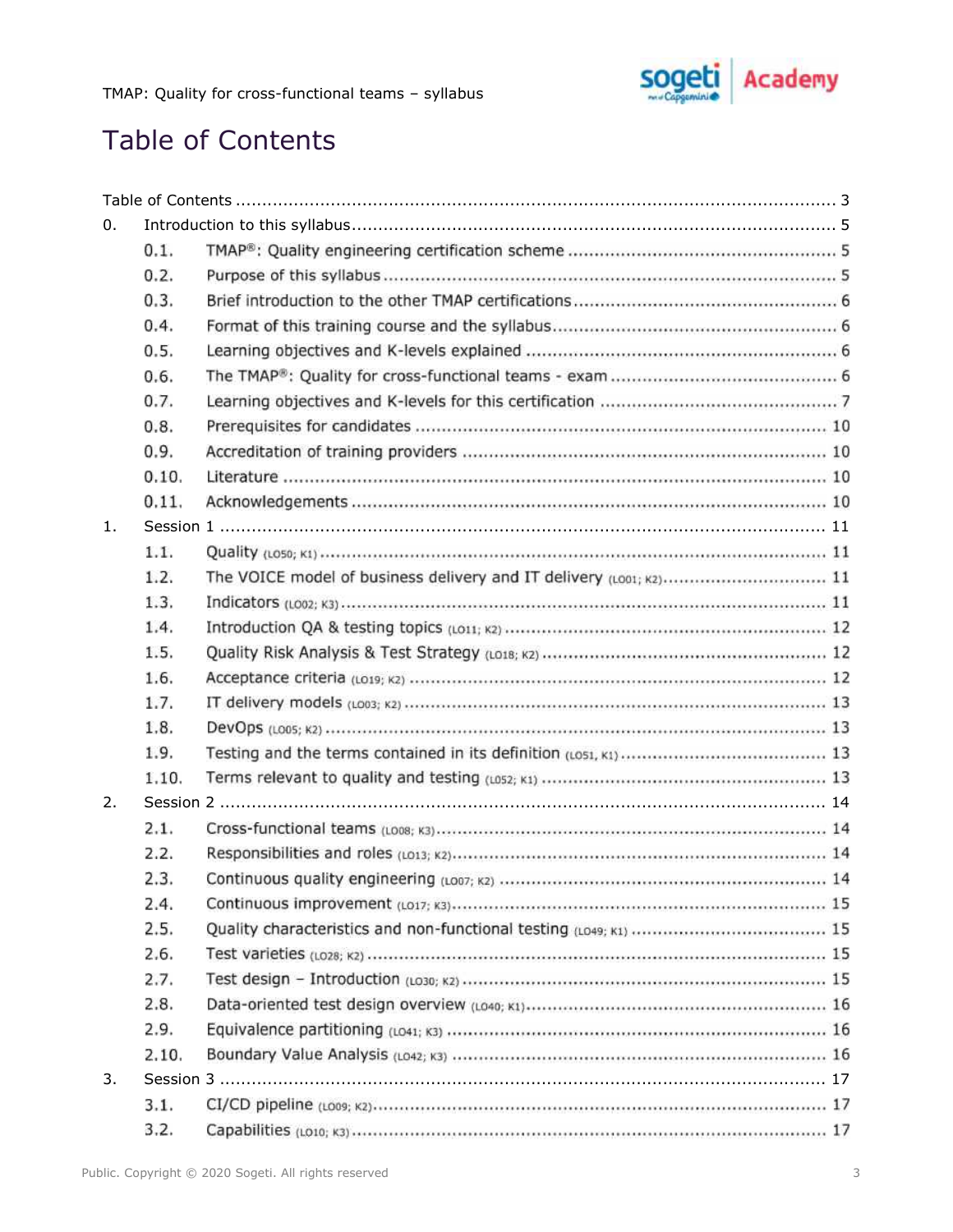# Table of Contents

Table of Contents ........................................................................................................ 3

0. Introduction to this syllabus ........................................................................................ 5
   - 0.1. TMAP®: Quality engineering certification scheme ................................................ 5
   - 0.2. Purpose of this syllabus ..................................................................................... 5
   - 0.3. Brief introduction to the other TMAP certifications ................................................ 6
   - 0.4. Format of this training course and the syllabus ..................................................... 6
   - 0.5. Learning objectives and K-levels explained .......................................................... 6
   - 0.6. The TMAP®: Quality for cross-functional teams - exam .......................................... 6
   - 0.7. Learning objectives and K-levels for this certification ............................................ 7
   - 0.8. Prerequisites for candidates ............................................................................. 10
   - 0.9. Accreditation of training providers .................................................................... 10
   - 0.10. Literature ...................................................................................................... 10
   - 0.11. Acknowledgements ........................................................................................ 10
1. Session 1 ................................................................................................................ 11
   - 1.1. Quality (LO50; K1) ............................................................................................ 11
   - 1.2. The VOICE model of business delivery and IT delivery (LO01; K2) ........................... 11
   - 1.3. Indicators (LO02; K3) ........................................................................................ 11
   - 1.4. Introduction QA & testing topics (LO11; K2) ........................................................ 12
   - 1.5. Quality Risk Analysis & Test Strategy (LO18; K2) .................................................. 12
   - 1.6. Acceptance criteria (LO19; K2) ........................................................................... 12
   - 1.7. IT delivery models (LO03; K2) ............................................................................ 13
   - 1.8. DevOps (LO05; K2) ........................................................................................... 13
   - 1.9. Testing and the terms contained in its definition (LO51, K1) .................................. 13
   - 1.10. Terms relevant to quality and testing (LO52; K1) ................................................ 13
2. Session 2 ................................................................................................................ 14
   - 2.1. Cross-functional teams (LO08; K3) ...................................................................... 14
   - 2.2. Responsibilities and roles (LO13; K2) .................................................................. 14
   - 2.3. Continuous quality engineering (LO07; K2) .......................................................... 14
   - 2.4. Continuous improvement (LO17; K3) ................................................................... 15
   - 2.5. Quality characteristics and non-functional testing (LO49; K1) ................................ 15
   - 2.6. Test varieties (LO28; K2) ................................................................................... 15
   - 2.7. Test design – Introduction (LO30; K2) ................................................................. 15
   - 2.8. Data-oriented test design overview (LO40; K1) ..................................................... 16
   - 2.9. Equivalence partitioning (LO41; K3) .................................................................... 16
   - 2.10. Boundary Value Analysis (LO42; K3) .................................................................. 16
3. Session 3 ................................................................................................................ 17
   - 3.1. CI/CD pipeline (LO09; K2) .................................................................................. 17
   - 3.2. Capabilities (LO10; K3) ...................................................................................... 17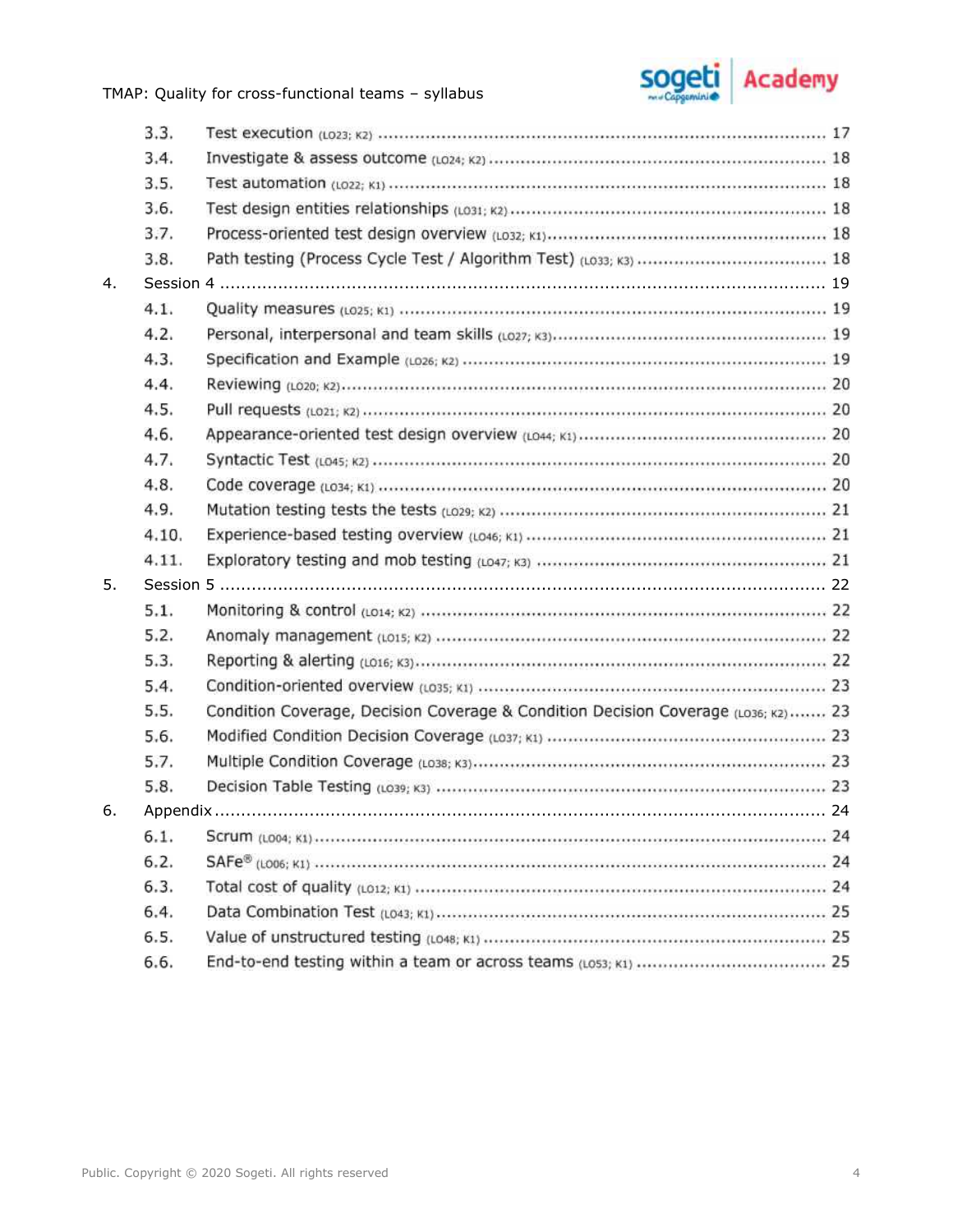3.3. Test execution (LO23; K2) ..... 17

3.4. Investigate & assess outcome (LO24; K2) ..... 18

3.5. Test automation (LO22; K1) ..... 18

3.6. Test design entities relationships (LO31; K2) ..... 18

3.7. Process-oriented test design overview (LO32; K1) ..... 18

3.8. Path testing (Process Cycle Test / Algorithm Test) (LO33; K3) ..... 18

4. Session 4 ..... 19

4.1. Quality measures (LO25; K1) ..... 19

4.2. Personal, interpersonal and team skills (LO27; K3) ..... 19

4.3. Specification and Example (LO26; K2) ..... 19

4.4. Reviewing (LO20; K2) ..... 20

4.5. Pull requests (LO21; K2) ..... 20

4.6. Appearance-oriented test design overview (LO44; K1) ..... 20

4.7. Syntactic Test (LO45; K2) ..... 20

4.8. Code coverage (LO34; K1) ..... 20

4.9. Mutation testing tests the tests (LO29; K2) ..... 21

4.10. Experience-based testing overview (LO46; K1) ..... 21

4.11. Exploratory testing and mob testing (LO47; K3) ..... 21

5. Session 5 ..... 22

5.1. Monitoring & control (LO14; K2) ..... 22

5.2. Anomaly management (LO15; K2) ..... 22

5.3. Reporting & alerting (LO16; K3) ..... 22

5.4. Condition-oriented overview (LO35; K1) ..... 23

5.5. Condition Coverage, Decision Coverage & Condition Decision Coverage (LO36; K2) ..... 23

5.6. Modified Condition Decision Coverage (LO37; K1) ..... 23

5.7. Multiple Condition Coverage (LO38; K3) ..... 23

5.8. Decision Table Testing (LO39; K3) ..... 23

6. Appendix ..... 24

6.1. Scrum (LO04; K1) ..... 24

6.2. SAFe® (LO06; K1) ..... 24

6.3. Total cost of quality (LO12; K1) ..... 24

6.4. Data Combination Test (LO43; K1) ..... 25

6.5. Value of unstructured testing (LO48; K1) ..... 25

6.6. End-to-end testing within a team or across teams (LO53; K1) ..... 25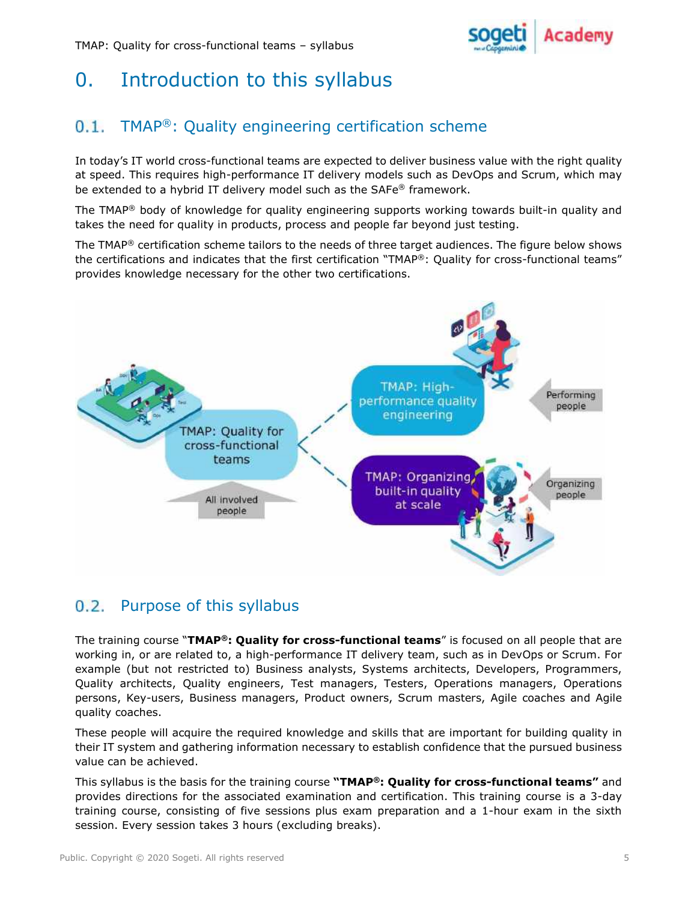# 0. Introduction to this syllabus

## 0.1. TMAP®: Quality engineering certification scheme

In today's IT world cross-functional teams are expected to deliver business value with the right quality at speed. This requires high-performance IT delivery models such as DevOps and Scrum, which may be extended to a hybrid IT delivery model such as the SAFe® framework.

The TMAP® body of knowledge for quality engineering supports working towards built-in quality and takes the need for quality in products, process and people far beyond just testing.

The TMAP® certification scheme tailors to the needs of three target audiences. The figure below shows the certifications and indicates that the first certification "TMAP®: Quality for cross-functional teams" provides knowledge necessary for the other two certifications.

TMAP: Quality for cross-functional teams — All involved people

TMAP: High-performance quality engineering — Performing people

TMAP: Organizing built-in quality at scale — Organizing people

## 0.2. Purpose of this syllabus

The training course "**TMAP®: Quality for cross-functional teams**" is focused on all people that are working in, or are related to, a high-performance IT delivery team, such as in DevOps or Scrum. For example (but not restricted to) Business analysts, Systems architects, Developers, Programmers, Quality architects, Quality engineers, Test managers, Testers, Operations managers, Operations persons, Key-users, Business managers, Product owners, Scrum masters, Agile coaches and Agile quality coaches.

These people will acquire the required knowledge and skills that are important for building quality in their IT system and gathering information necessary to establish confidence that the pursued business value can be achieved.

This syllabus is the basis for the training course **"TMAP®: Quality for cross-functional teams"** and provides directions for the associated examination and certification. This training course is a 3-day training course, consisting of five sessions plus exam preparation and a 1-hour exam in the sixth session. Every session takes 3 hours (excluding breaks).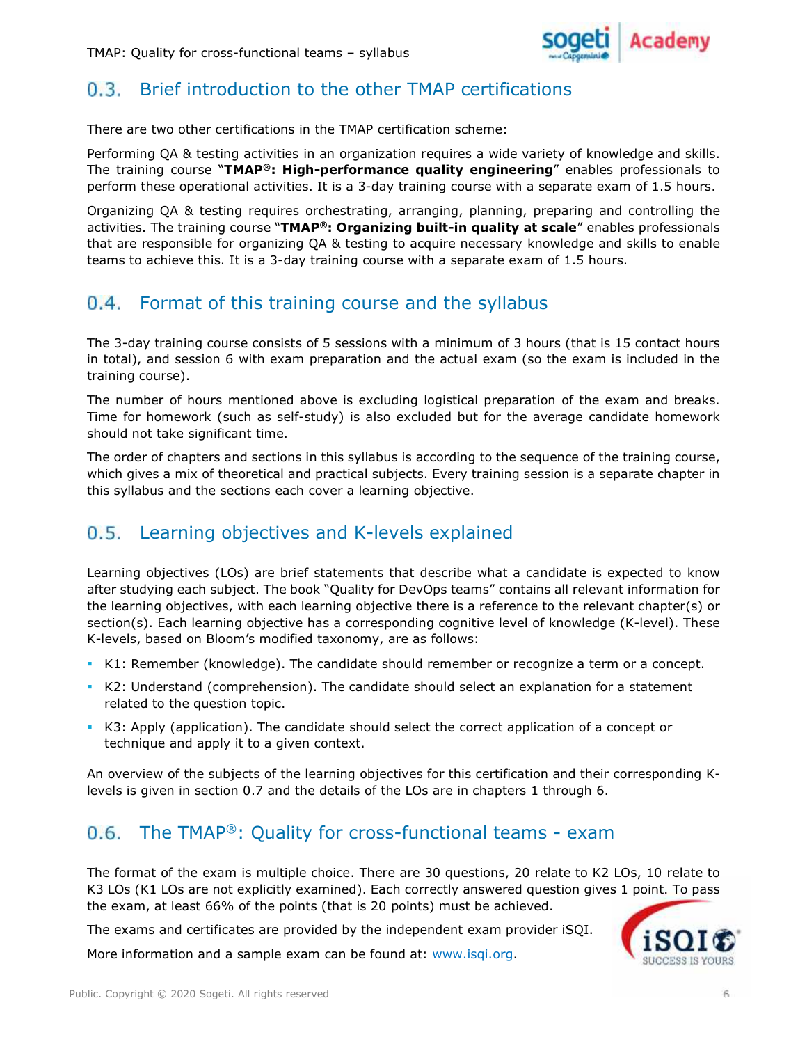## 0.3. Brief introduction to the other TMAP certifications

There are two other certifications in the TMAP certification scheme:

Performing QA & testing activities in an organization requires a wide variety of knowledge and skills. The training course "**TMAP®: High-performance quality engineering**" enables professionals to perform these operational activities. It is a 3-day training course with a separate exam of 1.5 hours.

Organizing QA & testing requires orchestrating, arranging, planning, preparing and controlling the activities. The training course "**TMAP®: Organizing built-in quality at scale**" enables professionals that are responsible for organizing QA & testing to acquire necessary knowledge and skills to enable teams to achieve this. It is a 3-day training course with a separate exam of 1.5 hours.

## 0.4. Format of this training course and the syllabus

The 3-day training course consists of 5 sessions with a minimum of 3 hours (that is 15 contact hours in total), and session 6 with exam preparation and the actual exam (so the exam is included in the training course).

The number of hours mentioned above is excluding logistical preparation of the exam and breaks. Time for homework (such as self-study) is also excluded but for the average candidate homework should not take significant time.

The order of chapters and sections in this syllabus is according to the sequence of the training course, which gives a mix of theoretical and practical subjects. Every training session is a separate chapter in this syllabus and the sections each cover a learning objective.

## 0.5. Learning objectives and K-levels explained

Learning objectives (LOs) are brief statements that describe what a candidate is expected to know after studying each subject. The book "Quality for DevOps teams" contains all relevant information for the learning objectives, with each learning objective there is a reference to the relevant chapter(s) or section(s). Each learning objective has a corresponding cognitive level of knowledge (K-level). These K-levels, based on Bloom's modified taxonomy, are as follows:

- K1: Remember (knowledge). The candidate should remember or recognize a term or a concept.
- K2: Understand (comprehension). The candidate should select an explanation for a statement related to the question topic.
- K3: Apply (application). The candidate should select the correct application of a concept or technique and apply it to a given context.

An overview of the subjects of the learning objectives for this certification and their corresponding K-levels is given in section 0.7 and the details of the LOs are in chapters 1 through 6.

## 0.6. The TMAP®: Quality for cross-functional teams - exam

The format of the exam is multiple choice. There are 30 questions, 20 relate to K2 LOs, 10 relate to K3 LOs (K1 LOs are not explicitly examined). Each correctly answered question gives 1 point. To pass the exam, at least 66% of the points (that is 20 points) must be achieved.

The exams and certificates are provided by the independent exam provider iSQI.

More information and a sample exam can be found at: www.isqi.org.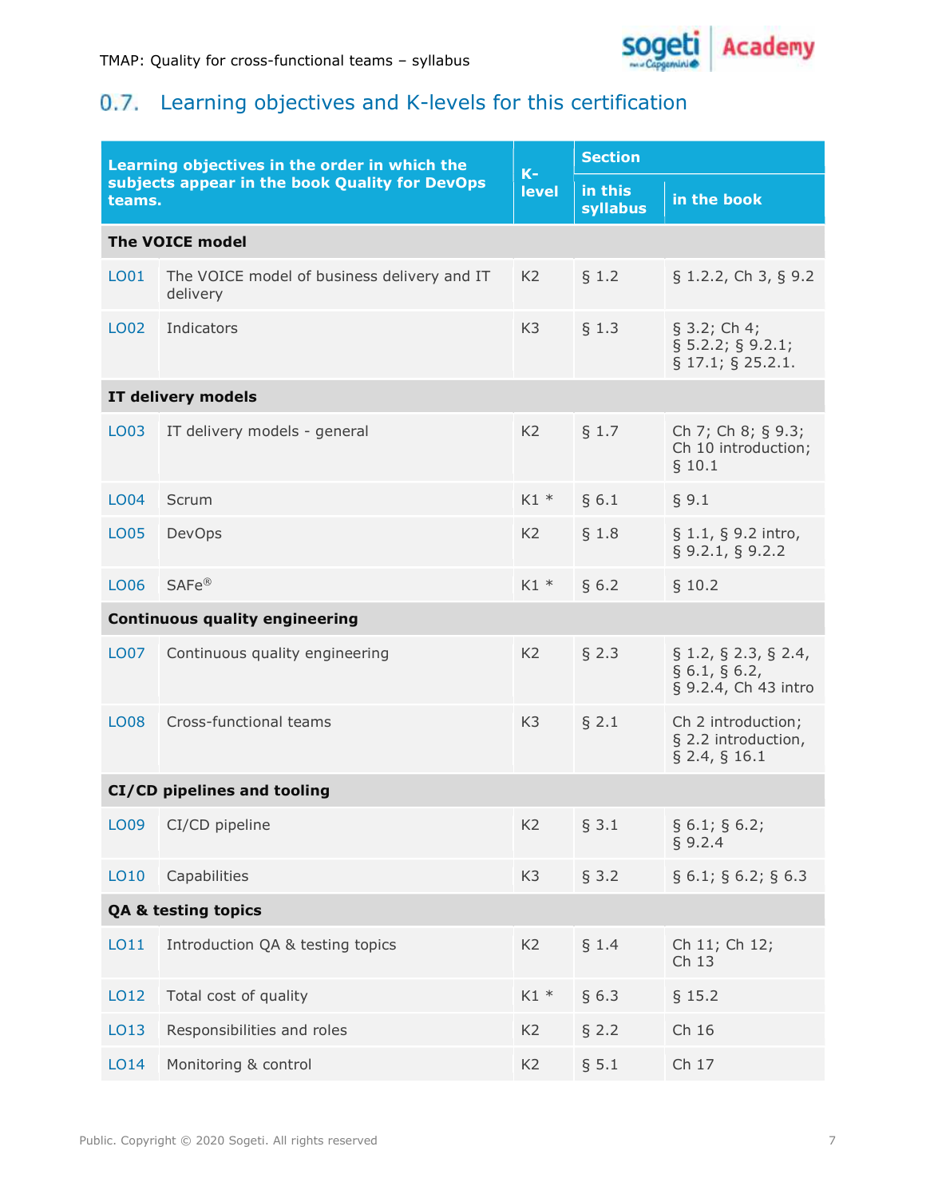## 0.7. Learning objectives and K-levels for this certification

| Learning objectives in the order in which the subjects appear in the book Quality for DevOps teams. | | K-level | Section | |
|---|---|---|---|---|
| | | | in this syllabus | in the book |
| **The VOICE model** | | | | |
| LO01 | The VOICE model of business delivery and IT delivery | K2 | § 1.2 | § 1.2.2, Ch 3, § 9.2 |
| LO02 | Indicators | K3 | § 1.3 | § 3.2; Ch 4; § 5.2.2; § 9.2.1; § 17.1; § 25.2.1. |
| **IT delivery models** | | | | |
| LO03 | IT delivery models - general | K2 | § 1.7 | Ch 7; Ch 8; § 9.3; Ch 10 introduction; § 10.1 |
| LO04 | Scrum | K1 * | § 6.1 | § 9.1 |
| LO05 | DevOps | K2 | § 1.8 | § 1.1, § 9.2 intro, § 9.2.1, § 9.2.2 |
| LO06 | SAFe® | K1 * | § 6.2 | § 10.2 |
| **Continuous quality engineering** | | | | |
| LO07 | Continuous quality engineering | K2 | § 2.3 | § 1.2, § 2.3, § 2.4, § 6.1, § 6.2, § 9.2.4, Ch 43 intro |
| LO08 | Cross-functional teams | K3 | § 2.1 | Ch 2 introduction; § 2.2 introduction, § 2.4, § 16.1 |
| **CI/CD pipelines and tooling** | | | | |
| LO09 | CI/CD pipeline | K2 | § 3.1 | § 6.1; § 6.2; § 9.2.4 |
| LO10 | Capabilities | K3 | § 3.2 | § 6.1; § 6.2; § 6.3 |
| **QA & testing topics** | | | | |
| LO11 | Introduction QA & testing topics | K2 | § 1.4 | Ch 11; Ch 12; Ch 13 |
| LO12 | Total cost of quality | K1 * | § 6.3 | § 15.2 |
| LO13 | Responsibilities and roles | K2 | § 2.2 | Ch 16 |
| LO14 | Monitoring & control | K2 | § 5.1 | Ch 17 |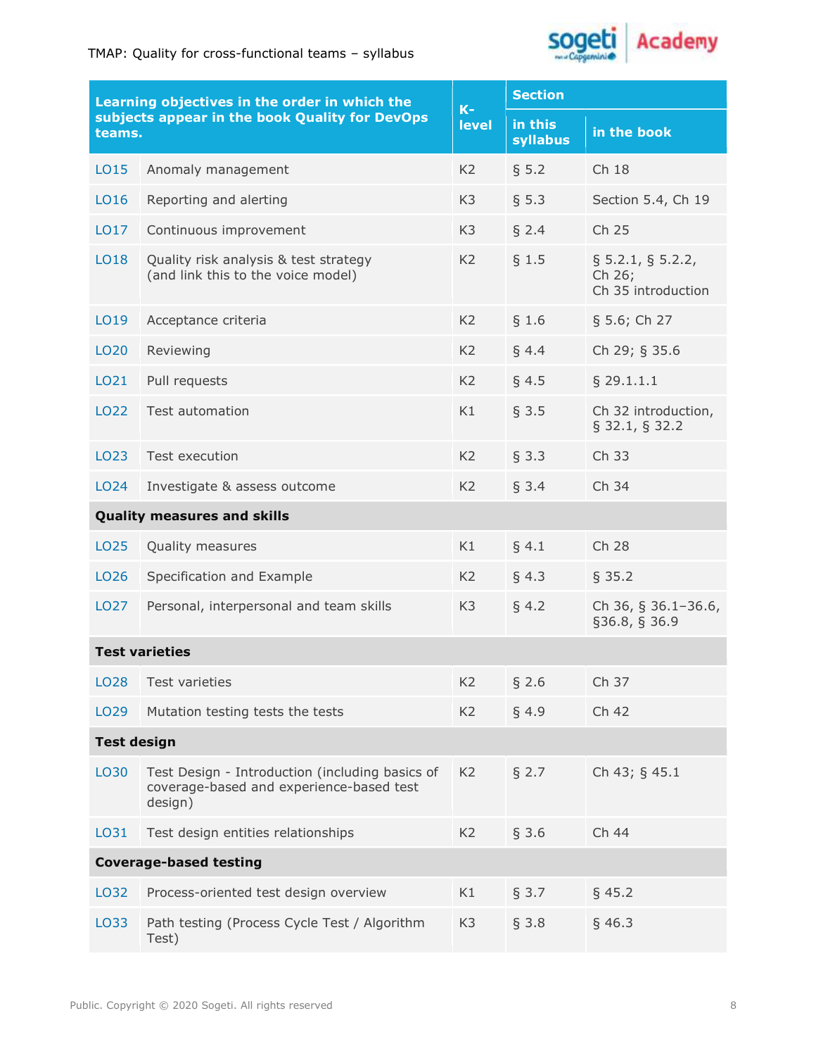| Learning objectives in the order in which the subjects appear in the book Quality for DevOps teams. | | K-level | Section | |
|---|---|---|---|---|
| | | | in this syllabus | in the book |
| LO15 | Anomaly management | K2 | § 5.2 | Ch 18 |
| LO16 | Reporting and alerting | K3 | § 5.3 | Section 5.4, Ch 19 |
| LO17 | Continuous improvement | K3 | § 2.4 | Ch 25 |
| LO18 | Quality risk analysis & test strategy (and link this to the voice model) | K2 | § 1.5 | § 5.2.1, § 5.2.2, Ch 26; Ch 35 introduction |
| LO19 | Acceptance criteria | K2 | § 1.6 | § 5.6; Ch 27 |
| LO20 | Reviewing | K2 | § 4.4 | Ch 29; § 35.6 |
| LO21 | Pull requests | K2 | § 4.5 | § 29.1.1.1 |
| LO22 | Test automation | K1 | § 3.5 | Ch 32 introduction, § 32.1, § 32.2 |
| LO23 | Test execution | K2 | § 3.3 | Ch 33 |
| LO24 | Investigate & assess outcome | K2 | § 3.4 | Ch 34 |
| **Quality measures and skills** | | | | |
| LO25 | Quality measures | K1 | § 4.1 | Ch 28 |
| LO26 | Specification and Example | K2 | § 4.3 | § 35.2 |
| LO27 | Personal, interpersonal and team skills | K3 | § 4.2 | Ch 36, § 36.1−36.6, §36.8, § 36.9 |
| **Test varieties** | | | | |
| LO28 | Test varieties | K2 | § 2.6 | Ch 37 |
| LO29 | Mutation testing tests the tests | K2 | § 4.9 | Ch 42 |
| **Test design** | | | | |
| LO30 | Test Design - Introduction (including basics of coverage-based and experience-based test design) | K2 | § 2.7 | Ch 43; § 45.1 |
| LO31 | Test design entities relationships | K2 | § 3.6 | Ch 44 |
| **Coverage-based testing** | | | | |
| LO32 | Process-oriented test design overview | K1 | § 3.7 | § 45.2 |
| LO33 | Path testing (Process Cycle Test / Algorithm Test) | K3 | § 3.8 | § 46.3 |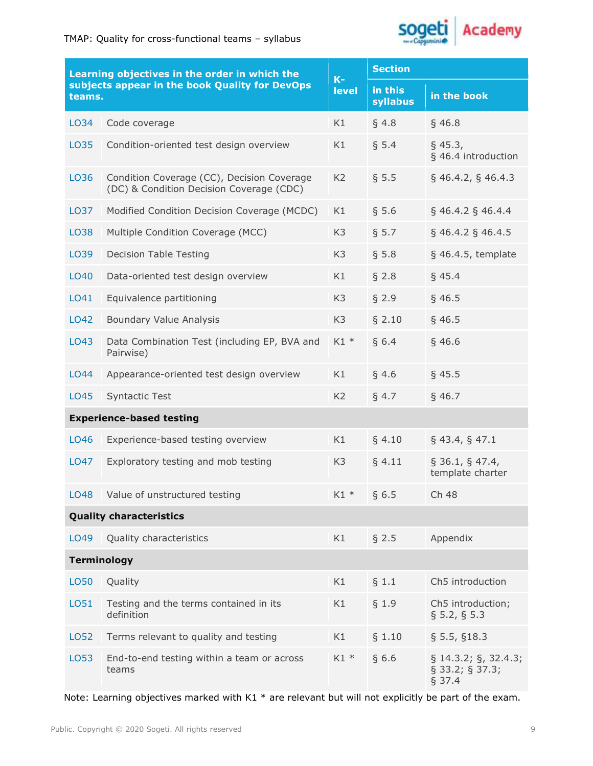| Learning objectives in the order in which the subjects appear in the book Quality for DevOps teams. | | K-level | Section | |
|---|---|---|---|---|
| | | | in this syllabus | in the book |
| LO34 | Code coverage | K1 | § 4.8 | § 46.8 |
| LO35 | Condition-oriented test design overview | K1 | § 5.4 | § 45.3, § 46.4 introduction |
| LO36 | Condition Coverage (CC), Decision Coverage (DC) & Condition Decision Coverage (CDC) | K2 | § 5.5 | § 46.4.2, § 46.4.3 |
| LO37 | Modified Condition Decision Coverage (MCDC) | K1 | § 5.6 | § 46.4.2 § 46.4.4 |
| LO38 | Multiple Condition Coverage (MCC) | K3 | § 5.7 | § 46.4.2 § 46.4.5 |
| LO39 | Decision Table Testing | K3 | § 5.8 | § 46.4.5, template |
| LO40 | Data-oriented test design overview | K1 | § 2.8 | § 45.4 |
| LO41 | Equivalence partitioning | K3 | § 2.9 | § 46.5 |
| LO42 | Boundary Value Analysis | K3 | § 2.10 | § 46.5 |
| LO43 | Data Combination Test (including EP, BVA and Pairwise) | K1 * | § 6.4 | § 46.6 |
| LO44 | Appearance-oriented test design overview | K1 | § 4.6 | § 45.5 |
| LO45 | Syntactic Test | K2 | § 4.7 | § 46.7 |
| **Experience-based testing** | | | | |
| LO46 | Experience-based testing overview | K1 | § 4.10 | § 43.4, § 47.1 |
| LO47 | Exploratory testing and mob testing | K3 | § 4.11 | § 36.1, § 47.4, template charter |
| LO48 | Value of unstructured testing | K1 * | § 6.5 | Ch 48 |
| **Quality characteristics** | | | | |
| LO49 | Quality characteristics | K1 | § 2.5 | Appendix |
| **Terminology** | | | | |
| LO50 | Quality | K1 | § 1.1 | Ch5 introduction |
| LO51 | Testing and the terms contained in its definition | K1 | § 1.9 | Ch5 introduction; § 5.2, § 5.3 |
| LO52 | Terms relevant to quality and testing | K1 | § 1.10 | § 5.5, §18.3 |
| LO53 | End-to-end testing within a team or across teams | K1 * | § 6.6 | § 14.3.2; §, 32.4.3; § 33.2; § 37.3; § 37.4 |

Note: Learning objectives marked with K1 * are relevant but will not explicitly be part of the exam.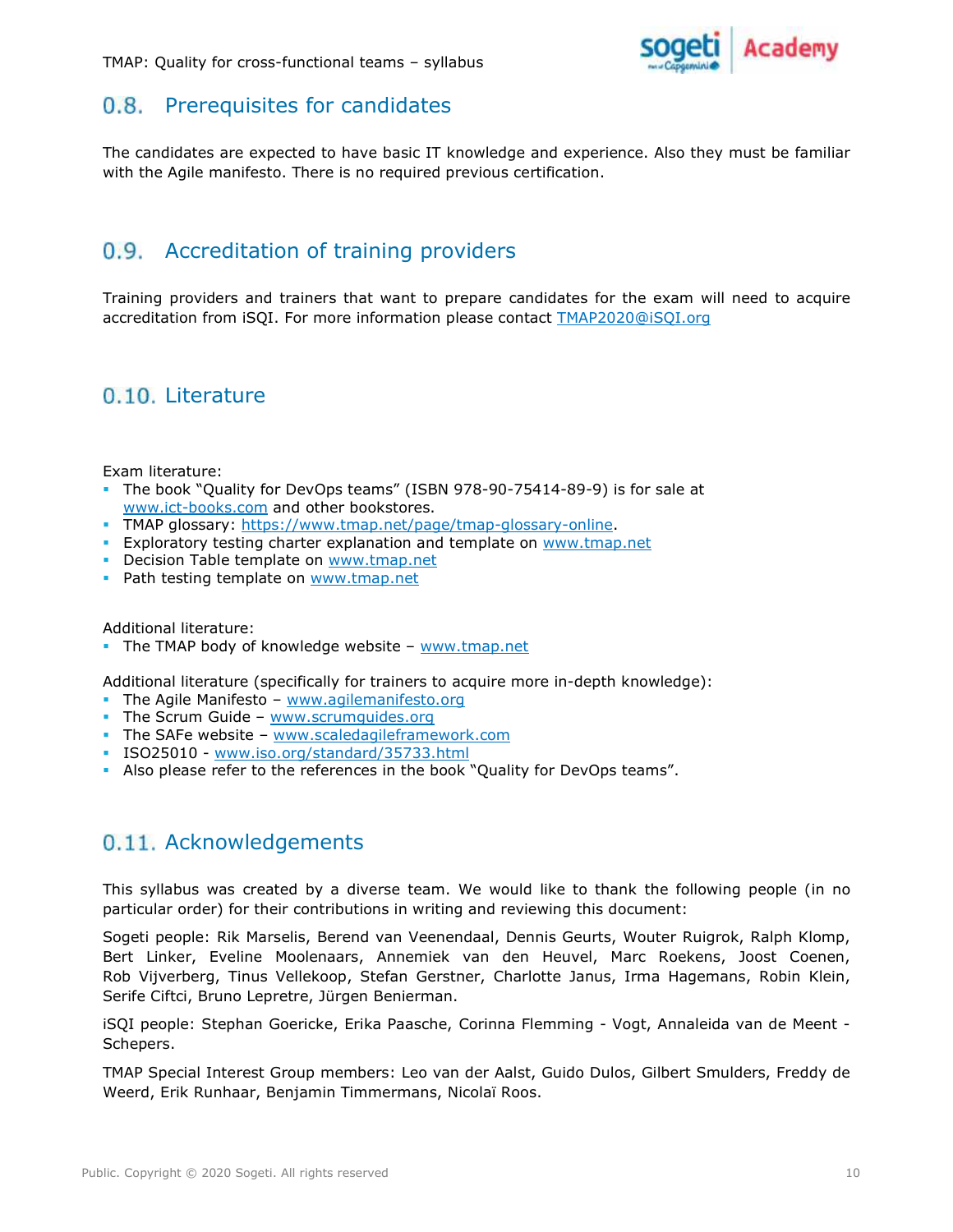## 0.8. Prerequisites for candidates

The candidates are expected to have basic IT knowledge and experience. Also they must be familiar with the Agile manifesto. There is no required previous certification.

## 0.9. Accreditation of training providers

Training providers and trainers that want to prepare candidates for the exam will need to acquire accreditation from iSQI. For more information please contact TMAP2020@iSQI.org

## 0.10. Literature

Exam literature:

- The book "Quality for DevOps teams" (ISBN 978-90-75414-89-9) is for sale at www.ict-books.com and other bookstores.
- TMAP glossary: https://www.tmap.net/page/tmap-glossary-online.
- Exploratory testing charter explanation and template on www.tmap.net
- Decision Table template on www.tmap.net
- Path testing template on www.tmap.net

Additional literature:

- The TMAP body of knowledge website – www.tmap.net

Additional literature (specifically for trainers to acquire more in-depth knowledge):

- The Agile Manifesto – www.agilemanifesto.org
- The Scrum Guide – www.scrumguides.org
- The SAFe website – www.scaledagileframework.com
- ISO25010 - www.iso.org/standard/35733.html
- Also please refer to the references in the book "Quality for DevOps teams".

## 0.11. Acknowledgements

This syllabus was created by a diverse team. We would like to thank the following people (in no particular order) for their contributions in writing and reviewing this document:

Sogeti people: Rik Marselis, Berend van Veenendaal, Dennis Geurts, Wouter Ruigrok, Ralph Klomp, Bert Linker, Eveline Moolenaars, Annemiek van den Heuvel, Marc Roekens, Joost Coenen, Rob Vijverberg, Tinus Vellekoop, Stefan Gerstner, Charlotte Janus, Irma Hagemans, Robin Klein, Serife Ciftci, Bruno Lepretre, Jürgen Benierman.

iSQI people: Stephan Goericke, Erika Paasche, Corinna Flemming - Vogt, Annaleida van de Meent - Schepers.

TMAP Special Interest Group members: Leo van der Aalst, Guido Dulos, Gilbert Smulders, Freddy de Weerd, Erik Runhaar, Benjamin Timmermans, Nicolaï Roos.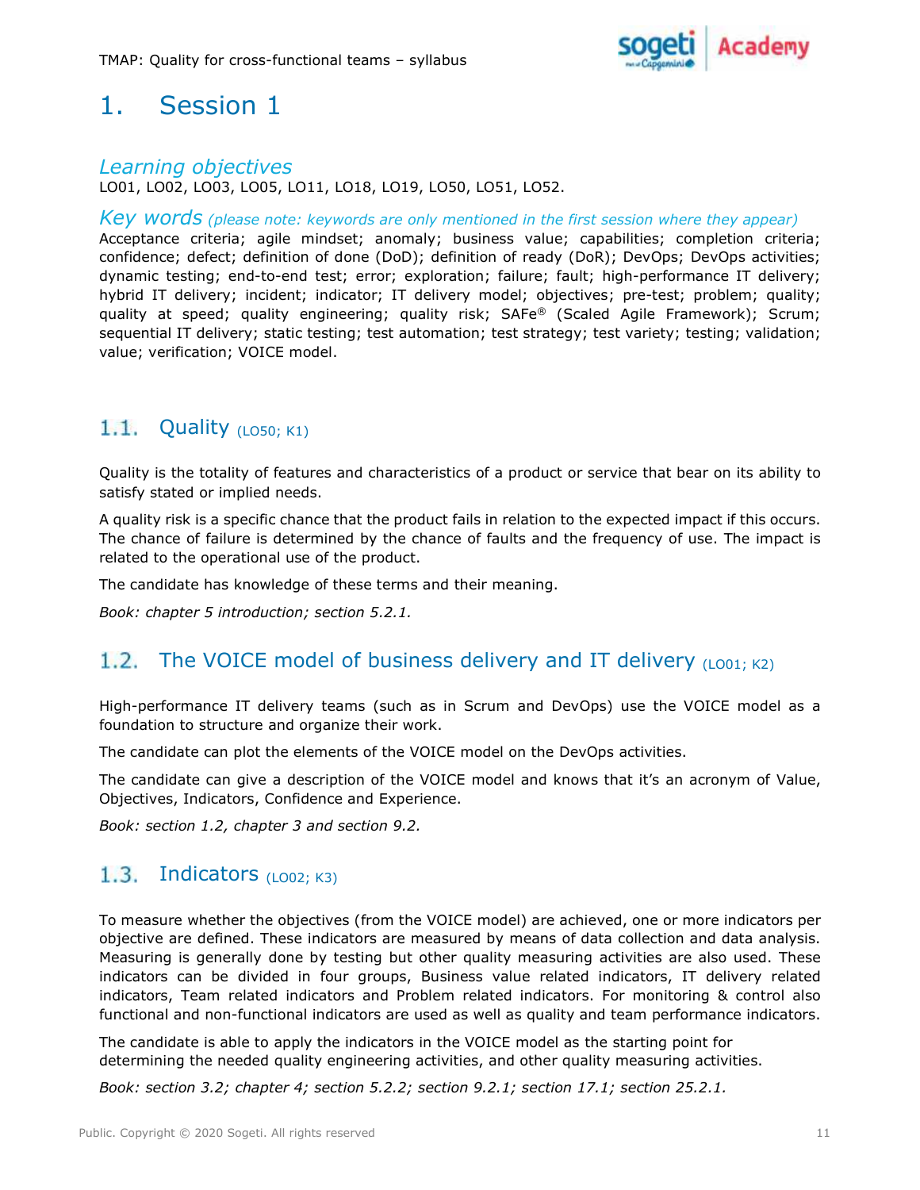# 1. Session 1

## *Learning objectives*

LO01, LO02, LO03, LO05, LO11, LO18, LO19, LO50, LO51, LO52.

## *Key words* *(please note: keywords are only mentioned in the first session where they appear)*

Acceptance criteria; agile mindset; anomaly; business value; capabilities; completion criteria; confidence; defect; definition of done (DoD); definition of ready (DoR); DevOps; DevOps activities; dynamic testing; end-to-end test; error; exploration; failure; fault; high-performance IT delivery; hybrid IT delivery; incident; indicator; IT delivery model; objectives; pre-test; problem; quality; quality at speed; quality engineering; quality risk; SAFe® (Scaled Agile Framework); Scrum; sequential IT delivery; static testing; test automation; test strategy; test variety; testing; validation; value; verification; VOICE model.

## 1.1. Quality (LO50; K1)

Quality is the totality of features and characteristics of a product or service that bear on its ability to satisfy stated or implied needs.

A quality risk is a specific chance that the product fails in relation to the expected impact if this occurs. The chance of failure is determined by the chance of faults and the frequency of use. The impact is related to the operational use of the product.

The candidate has knowledge of these terms and their meaning.

*Book: chapter 5 introduction; section 5.2.1.*

## 1.2. The VOICE model of business delivery and IT delivery (LO01; K2)

High-performance IT delivery teams (such as in Scrum and DevOps) use the VOICE model as a foundation to structure and organize their work.

The candidate can plot the elements of the VOICE model on the DevOps activities.

The candidate can give a description of the VOICE model and knows that it's an acronym of Value, Objectives, Indicators, Confidence and Experience.

*Book: section 1.2, chapter 3 and section 9.2.*

## 1.3. Indicators (LO02; K3)

To measure whether the objectives (from the VOICE model) are achieved, one or more indicators per objective are defined. These indicators are measured by means of data collection and data analysis. Measuring is generally done by testing but other quality measuring activities are also used. These indicators can be divided in four groups, Business value related indicators, IT delivery related indicators, Team related indicators and Problem related indicators. For monitoring & control also functional and non-functional indicators are used as well as quality and team performance indicators.

The candidate is able to apply the indicators in the VOICE model as the starting point for determining the needed quality engineering activities, and other quality measuring activities.

*Book: section 3.2; chapter 4; section 5.2.2; section 9.2.1; section 17.1; section 25.2.1.*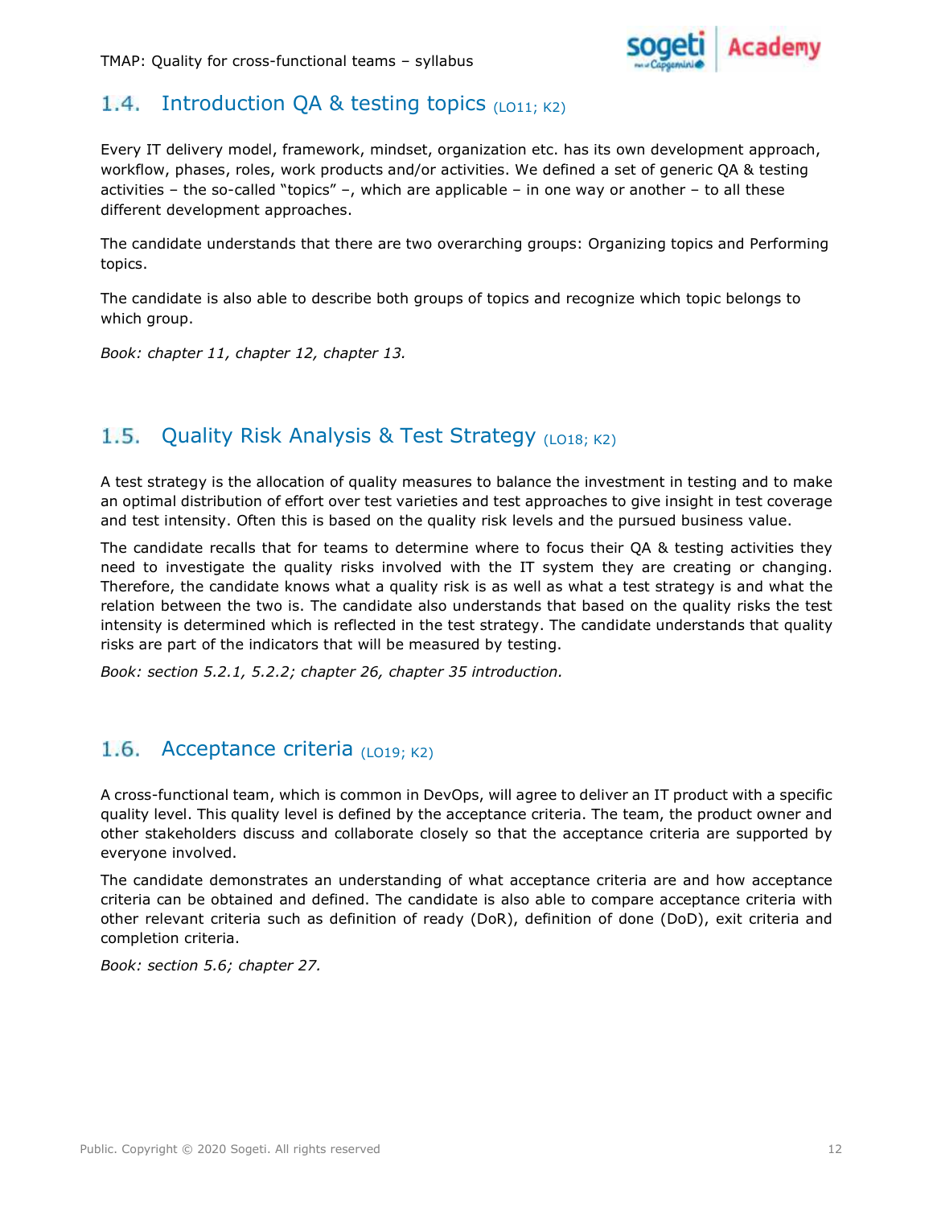## 1.4. Introduction QA & testing topics (LO11; K2)

Every IT delivery model, framework, mindset, organization etc. has its own development approach, workflow, phases, roles, work products and/or activities. We defined a set of generic QA & testing activities – the so-called "topics" –, which are applicable – in one way or another – to all these different development approaches.

The candidate understands that there are two overarching groups: Organizing topics and Performing topics.

The candidate is also able to describe both groups of topics and recognize which topic belongs to which group.

*Book: chapter 11, chapter 12, chapter 13.*

## 1.5. Quality Risk Analysis & Test Strategy (LO18; K2)

A test strategy is the allocation of quality measures to balance the investment in testing and to make an optimal distribution of effort over test varieties and test approaches to give insight in test coverage and test intensity. Often this is based on the quality risk levels and the pursued business value.

The candidate recalls that for teams to determine where to focus their QA & testing activities they need to investigate the quality risks involved with the IT system they are creating or changing. Therefore, the candidate knows what a quality risk is as well as what a test strategy is and what the relation between the two is. The candidate also understands that based on the quality risks the test intensity is determined which is reflected in the test strategy. The candidate understands that quality risks are part of the indicators that will be measured by testing.

*Book: section 5.2.1, 5.2.2; chapter 26, chapter 35 introduction.*

## 1.6. Acceptance criteria (LO19; K2)

A cross-functional team, which is common in DevOps, will agree to deliver an IT product with a specific quality level. This quality level is defined by the acceptance criteria. The team, the product owner and other stakeholders discuss and collaborate closely so that the acceptance criteria are supported by everyone involved.

The candidate demonstrates an understanding of what acceptance criteria are and how acceptance criteria can be obtained and defined. The candidate is also able to compare acceptance criteria with other relevant criteria such as definition of ready (DoR), definition of done (DoD), exit criteria and completion criteria.

*Book: section 5.6; chapter 27.*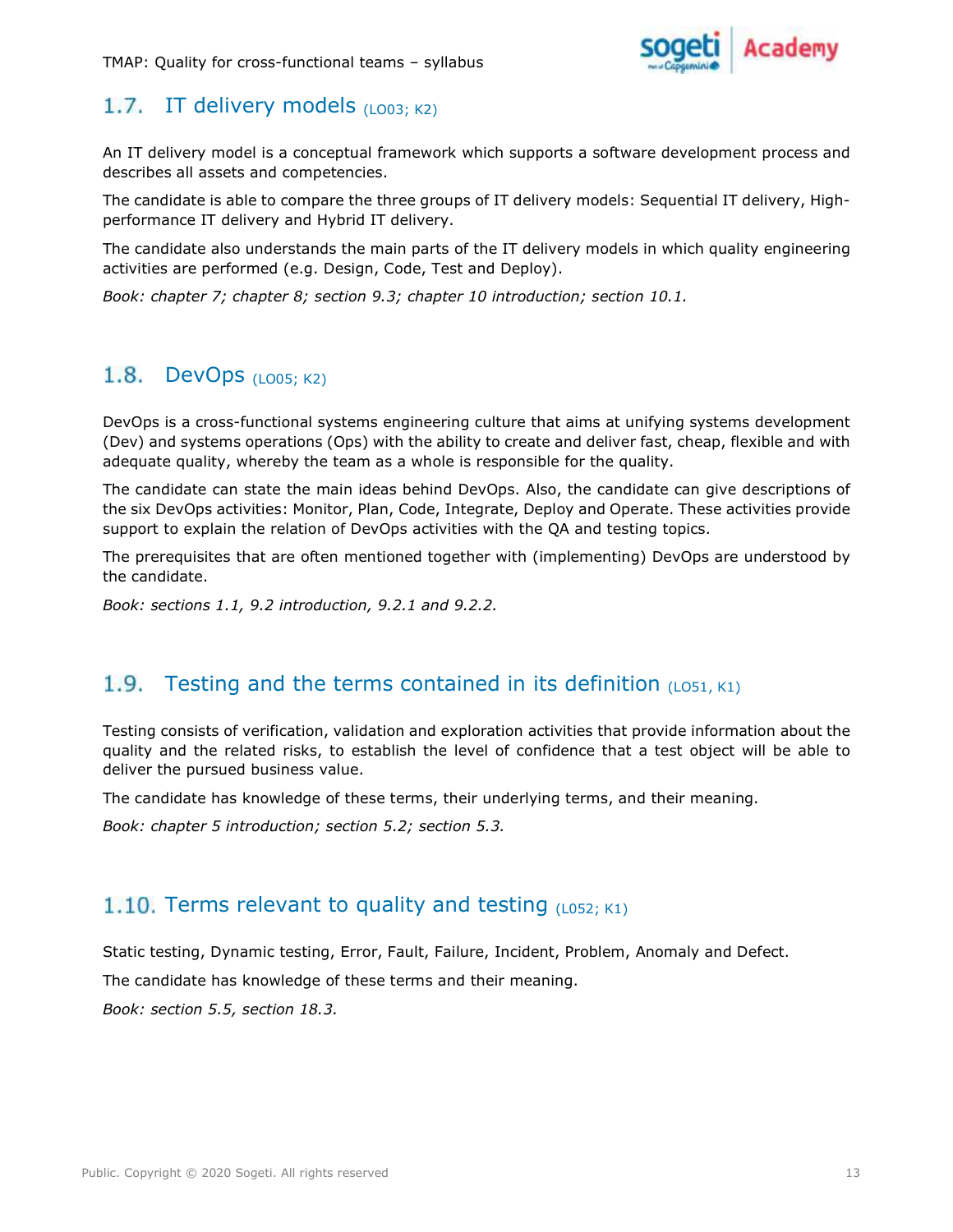## 1.7. IT delivery models (LO03; K2)

An IT delivery model is a conceptual framework which supports a software development process and describes all assets and competencies.

The candidate is able to compare the three groups of IT delivery models: Sequential IT delivery, High-performance IT delivery and Hybrid IT delivery.

The candidate also understands the main parts of the IT delivery models in which quality engineering activities are performed (e.g. Design, Code, Test and Deploy).

*Book: chapter 7; chapter 8; section 9.3; chapter 10 introduction; section 10.1.*

## 1.8. DevOps (LO05; K2)

DevOps is a cross-functional systems engineering culture that aims at unifying systems development (Dev) and systems operations (Ops) with the ability to create and deliver fast, cheap, flexible and with adequate quality, whereby the team as a whole is responsible for the quality.

The candidate can state the main ideas behind DevOps. Also, the candidate can give descriptions of the six DevOps activities: Monitor, Plan, Code, Integrate, Deploy and Operate. These activities provide support to explain the relation of DevOps activities with the QA and testing topics.

The prerequisites that are often mentioned together with (implementing) DevOps are understood by the candidate.

*Book: sections 1.1, 9.2 introduction, 9.2.1 and 9.2.2.*

## 1.9. Testing and the terms contained in its definition (LO51, K1)

Testing consists of verification, validation and exploration activities that provide information about the quality and the related risks, to establish the level of confidence that a test object will be able to deliver the pursued business value.

The candidate has knowledge of these terms, their underlying terms, and their meaning.

*Book: chapter 5 introduction; section 5.2; section 5.3.*

## 1.10. Terms relevant to quality and testing (L052; K1)

Static testing, Dynamic testing, Error, Fault, Failure, Incident, Problem, Anomaly and Defect.

The candidate has knowledge of these terms and their meaning.

*Book: section 5.5, section 18.3.*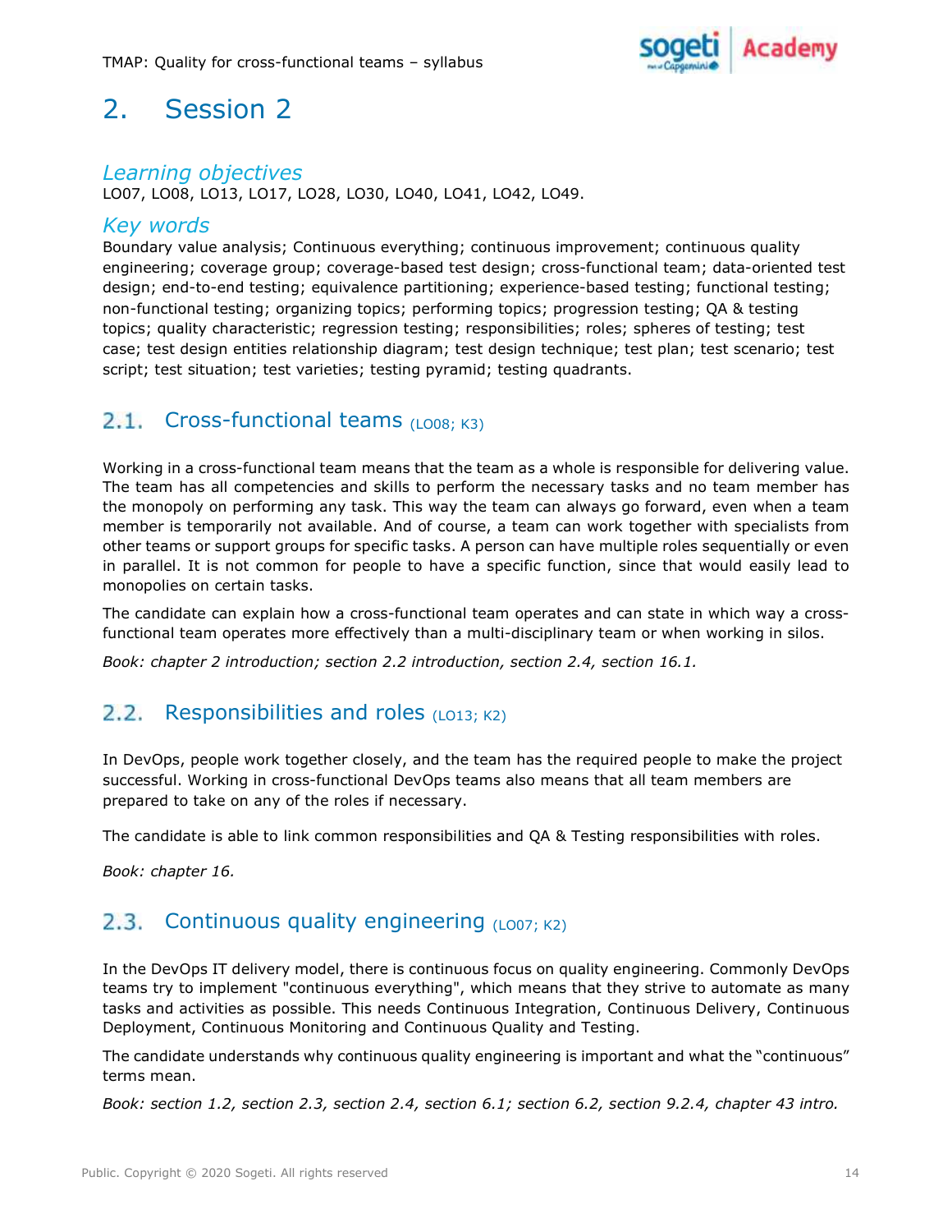# 2. Session 2

## *Learning objectives*

LO07, LO08, LO13, LO17, LO28, LO30, LO40, LO41, LO42, LO49.

## *Key words*

Boundary value analysis; Continuous everything; continuous improvement; continuous quality engineering; coverage group; coverage-based test design; cross-functional team; data-oriented test design; end-to-end testing; equivalence partitioning; experience-based testing; functional testing; non-functional testing; organizing topics; performing topics; progression testing; QA & testing topics; quality characteristic; regression testing; responsibilities; roles; spheres of testing; test case; test design entities relationship diagram; test design technique; test plan; test scenario; test script; test situation; test varieties; testing pyramid; testing quadrants.

## 2.1. Cross-functional teams (LO08; K3)

Working in a cross-functional team means that the team as a whole is responsible for delivering value. The team has all competencies and skills to perform the necessary tasks and no team member has the monopoly on performing any task. This way the team can always go forward, even when a team member is temporarily not available. And of course, a team can work together with specialists from other teams or support groups for specific tasks. A person can have multiple roles sequentially or even in parallel. It is not common for people to have a specific function, since that would easily lead to monopolies on certain tasks.

The candidate can explain how a cross-functional team operates and can state in which way a cross-functional team operates more effectively than a multi-disciplinary team or when working in silos.

*Book: chapter 2 introduction; section 2.2 introduction, section 2.4, section 16.1.*

## 2.2. Responsibilities and roles (LO13; K2)

In DevOps, people work together closely, and the team has the required people to make the project successful. Working in cross-functional DevOps teams also means that all team members are prepared to take on any of the roles if necessary.

The candidate is able to link common responsibilities and QA & Testing responsibilities with roles.

*Book: chapter 16.*

## 2.3. Continuous quality engineering (LO07; K2)

In the DevOps IT delivery model, there is continuous focus on quality engineering. Commonly DevOps teams try to implement "continuous everything", which means that they strive to automate as many tasks and activities as possible. This needs Continuous Integration, Continuous Delivery, Continuous Deployment, Continuous Monitoring and Continuous Quality and Testing.

The candidate understands why continuous quality engineering is important and what the "continuous" terms mean.

*Book: section 1.2, section 2.3, section 2.4, section 6.1; section 6.2, section 9.2.4, chapter 43 intro.*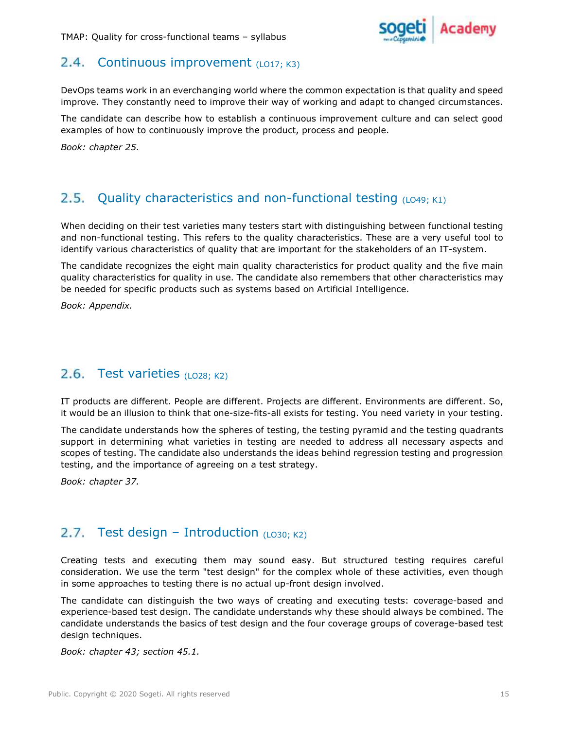## 2.4. Continuous improvement (LO17; K3)

DevOps teams work in an everchanging world where the common expectation is that quality and speed improve. They constantly need to improve their way of working and adapt to changed circumstances.

The candidate can describe how to establish a continuous improvement culture and can select good examples of how to continuously improve the product, process and people.

*Book: chapter 25.*

## 2.5. Quality characteristics and non-functional testing (LO49; K1)

When deciding on their test varieties many testers start with distinguishing between functional testing and non-functional testing. This refers to the quality characteristics. These are a very useful tool to identify various characteristics of quality that are important for the stakeholders of an IT-system.

The candidate recognizes the eight main quality characteristics for product quality and the five main quality characteristics for quality in use. The candidate also remembers that other characteristics may be needed for specific products such as systems based on Artificial Intelligence.

*Book: Appendix.*

## 2.6. Test varieties (LO28; K2)

IT products are different. People are different. Projects are different. Environments are different. So, it would be an illusion to think that one-size-fits-all exists for testing. You need variety in your testing.

The candidate understands how the spheres of testing, the testing pyramid and the testing quadrants support in determining what varieties in testing are needed to address all necessary aspects and scopes of testing. The candidate also understands the ideas behind regression testing and progression testing, and the importance of agreeing on a test strategy.

*Book: chapter 37.*

## 2.7. Test design – Introduction (LO30; K2)

Creating tests and executing them may sound easy. But structured testing requires careful consideration. We use the term "test design" for the complex whole of these activities, even though in some approaches to testing there is no actual up-front design involved.

The candidate can distinguish the two ways of creating and executing tests: coverage-based and experience-based test design. The candidate understands why these should always be combined. The candidate understands the basics of test design and the four coverage groups of coverage-based test design techniques.

*Book: chapter 43; section 45.1.*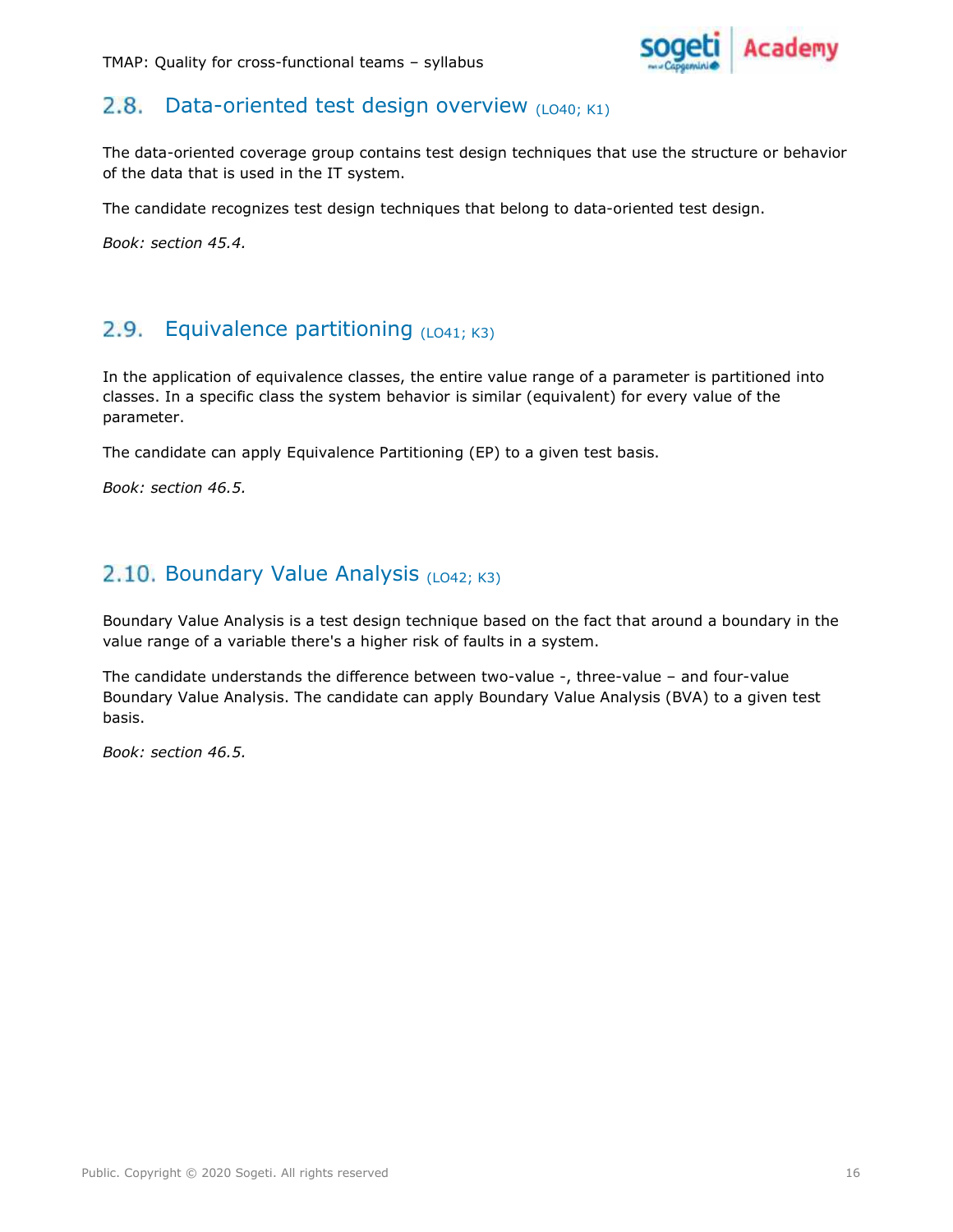## 2.8. Data-oriented test design overview (LO40; K1)

The data-oriented coverage group contains test design techniques that use the structure or behavior of the data that is used in the IT system.

The candidate recognizes test design techniques that belong to data-oriented test design.

*Book: section 45.4.*

## 2.9. Equivalence partitioning (LO41; K3)

In the application of equivalence classes, the entire value range of a parameter is partitioned into classes. In a specific class the system behavior is similar (equivalent) for every value of the parameter.

The candidate can apply Equivalence Partitioning (EP) to a given test basis.

*Book: section 46.5.*

## 2.10. Boundary Value Analysis (LO42; K3)

Boundary Value Analysis is a test design technique based on the fact that around a boundary in the value range of a variable there's a higher risk of faults in a system.

The candidate understands the difference between two-value -, three-value – and four-value Boundary Value Analysis. The candidate can apply Boundary Value Analysis (BVA) to a given test basis.

*Book: section 46.5.*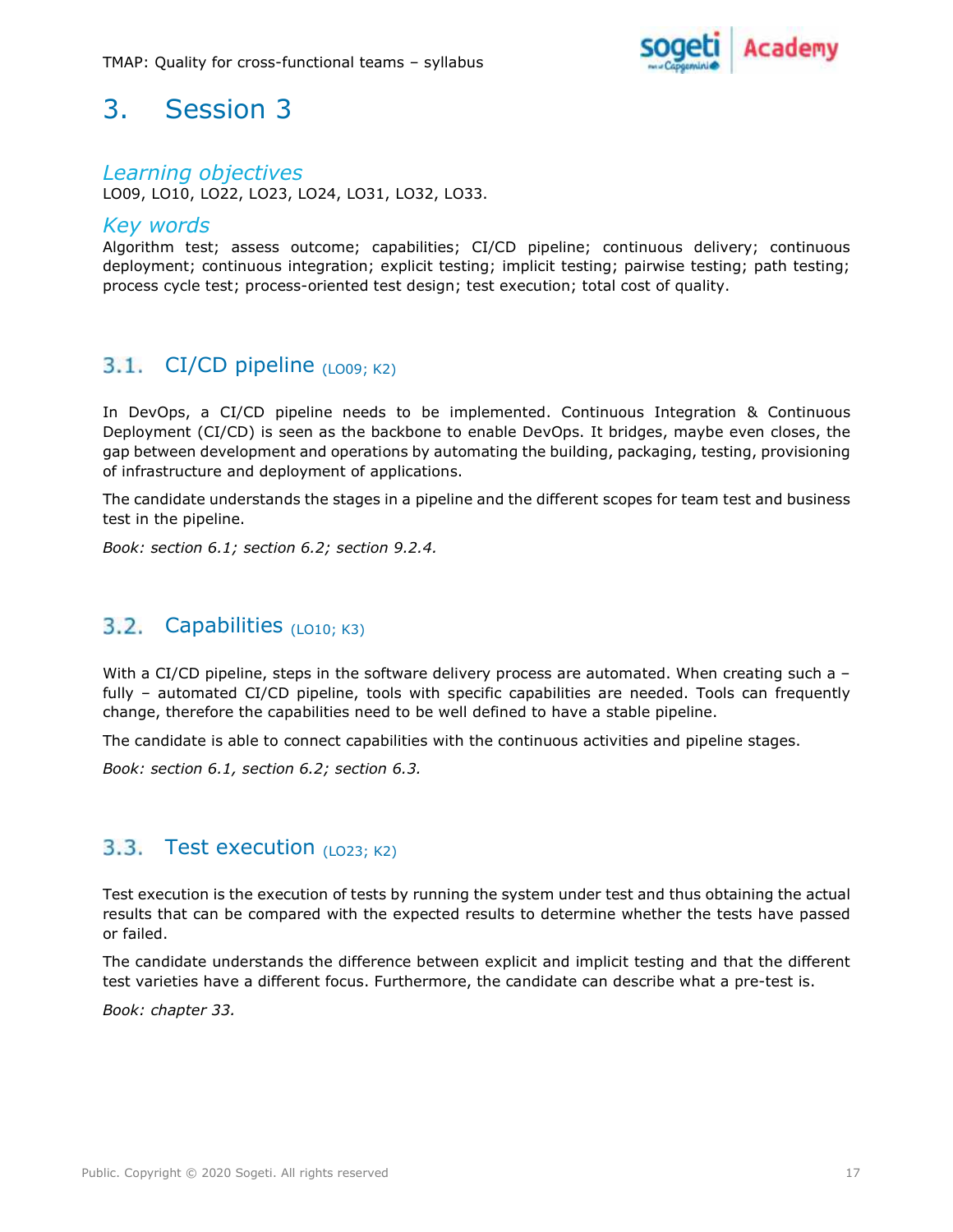# 3. Session 3

## *Learning objectives*

LO09, LO10, LO22, LO23, LO24, LO31, LO32, LO33.

## *Key words*

Algorithm test; assess outcome; capabilities; CI/CD pipeline; continuous delivery; continuous deployment; continuous integration; explicit testing; implicit testing; pairwise testing; path testing; process cycle test; process-oriented test design; test execution; total cost of quality.

## 3.1. CI/CD pipeline (LO09; K2)

In DevOps, a CI/CD pipeline needs to be implemented. Continuous Integration & Continuous Deployment (CI/CD) is seen as the backbone to enable DevOps. It bridges, maybe even closes, the gap between development and operations by automating the building, packaging, testing, provisioning of infrastructure and deployment of applications.

The candidate understands the stages in a pipeline and the different scopes for team test and business test in the pipeline.

*Book: section 6.1; section 6.2; section 9.2.4.*

## 3.2. Capabilities (LO10; K3)

With a CI/CD pipeline, steps in the software delivery process are automated. When creating such a – fully – automated CI/CD pipeline, tools with specific capabilities are needed. Tools can frequently change, therefore the capabilities need to be well defined to have a stable pipeline.

The candidate is able to connect capabilities with the continuous activities and pipeline stages.

*Book: section 6.1, section 6.2; section 6.3.*

## 3.3. Test execution (LO23; K2)

Test execution is the execution of tests by running the system under test and thus obtaining the actual results that can be compared with the expected results to determine whether the tests have passed or failed.

The candidate understands the difference between explicit and implicit testing and that the different test varieties have a different focus. Furthermore, the candidate can describe what a pre-test is.

*Book: chapter 33.*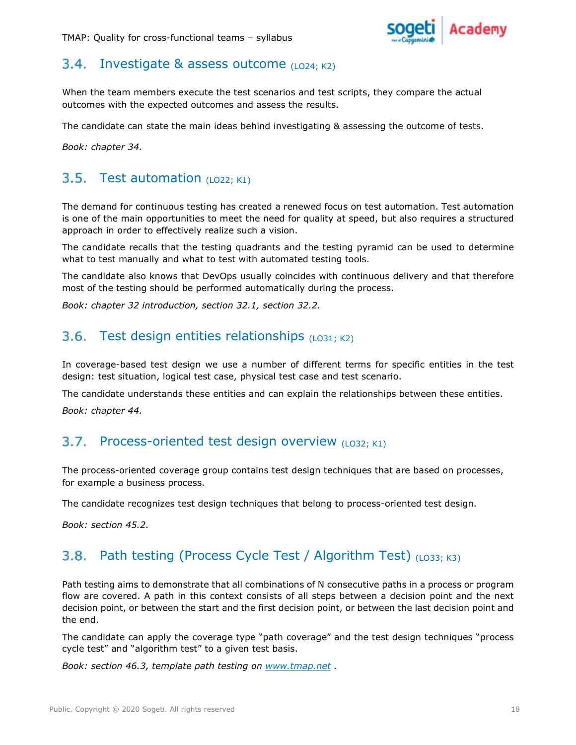## 3.4. Investigate & assess outcome (LO24; K2)

When the team members execute the test scenarios and test scripts, they compare the actual outcomes with the expected outcomes and assess the results.

The candidate can state the main ideas behind investigating & assessing the outcome of tests.

*Book: chapter 34.*

## 3.5. Test automation (LO22; K1)

The demand for continuous testing has created a renewed focus on test automation. Test automation is one of the main opportunities to meet the need for quality at speed, but also requires a structured approach in order to effectively realize such a vision.

The candidate recalls that the testing quadrants and the testing pyramid can be used to determine what to test manually and what to test with automated testing tools.

The candidate also knows that DevOps usually coincides with continuous delivery and that therefore most of the testing should be performed automatically during the process.

*Book: chapter 32 introduction, section 32.1, section 32.2.*

## 3.6. Test design entities relationships (LO31; K2)

In coverage-based test design we use a number of different terms for specific entities in the test design: test situation, logical test case, physical test case and test scenario.

The candidate understands these entities and can explain the relationships between these entities.

*Book: chapter 44.*

## 3.7. Process-oriented test design overview (LO32; K1)

The process-oriented coverage group contains test design techniques that are based on processes, for example a business process.

The candidate recognizes test design techniques that belong to process-oriented test design.

*Book: section 45.2.*

## 3.8. Path testing (Process Cycle Test / Algorithm Test) (LO33; K3)

Path testing aims to demonstrate that all combinations of N consecutive paths in a process or program flow are covered. A path in this context consists of all steps between a decision point and the next decision point, or between the start and the first decision point, or between the last decision point and the end.

The candidate can apply the coverage type "path coverage" and the test design techniques "process cycle test" and "algorithm test" to a given test basis.

*Book: section 46.3, template path testing on [www.tmap.net](www.tmap.net) .*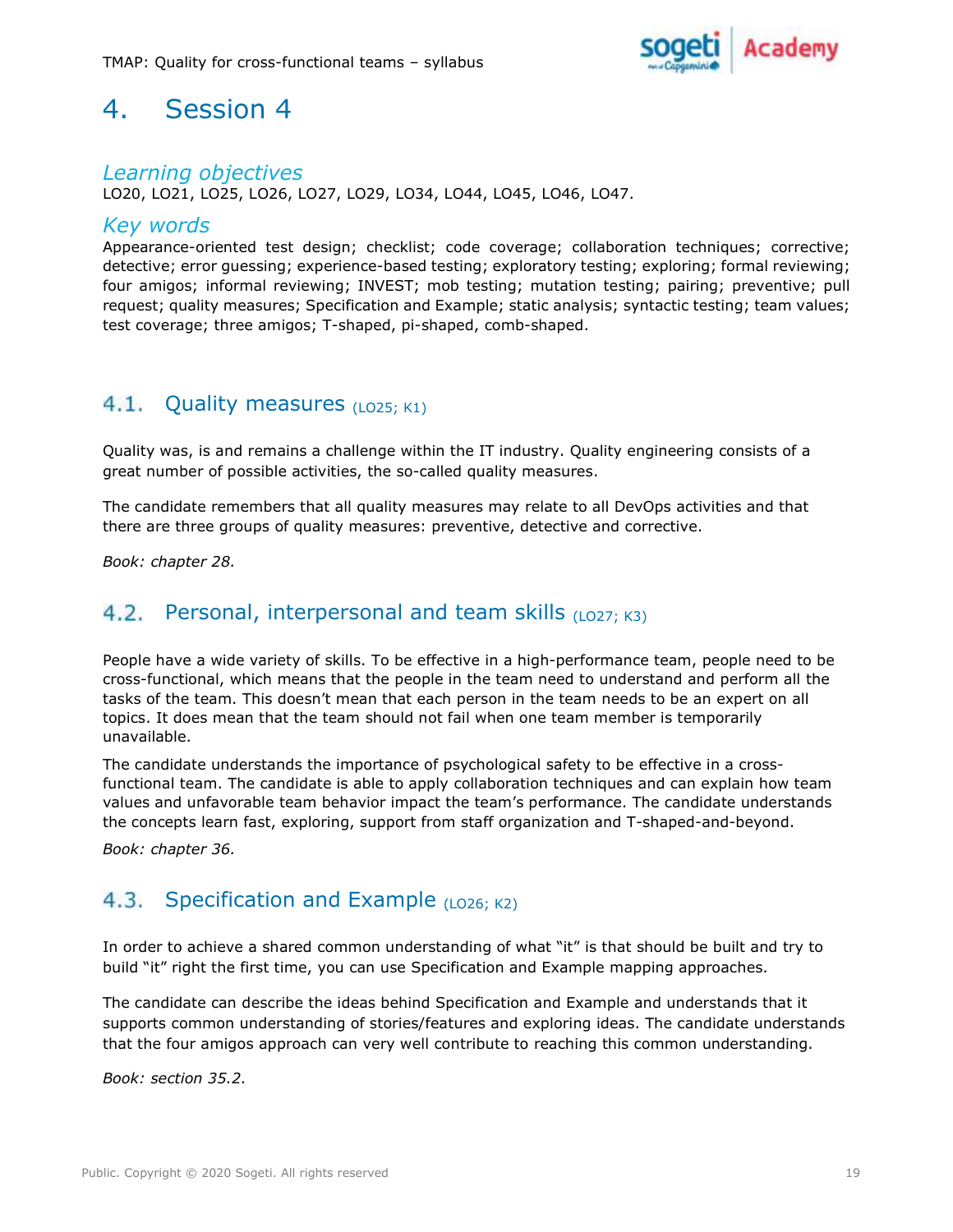# 4. Session 4

### *Learning objectives*

LO20, LO21, LO25, LO26, LO27, LO29, LO34, LO44, LO45, LO46, LO47.

### *Key words*

Appearance-oriented test design; checklist; code coverage; collaboration techniques; corrective; detective; error guessing; experience-based testing; exploratory testing; exploring; formal reviewing; four amigos; informal reviewing; INVEST; mob testing; mutation testing; pairing; preventive; pull request; quality measures; Specification and Example; static analysis; syntactic testing; team values; test coverage; three amigos; T-shaped, pi-shaped, comb-shaped.

## 4.1. Quality measures (LO25; K1)

Quality was, is and remains a challenge within the IT industry. Quality engineering consists of a great number of possible activities, the so-called quality measures.

The candidate remembers that all quality measures may relate to all DevOps activities and that there are three groups of quality measures: preventive, detective and corrective.

*Book: chapter 28.*

## 4.2. Personal, interpersonal and team skills (LO27; K3)

People have a wide variety of skills. To be effective in a high-performance team, people need to be cross-functional, which means that the people in the team need to understand and perform all the tasks of the team. This doesn't mean that each person in the team needs to be an expert on all topics. It does mean that the team should not fail when one team member is temporarily unavailable.

The candidate understands the importance of psychological safety to be effective in a cross-functional team. The candidate is able to apply collaboration techniques and can explain how team values and unfavorable team behavior impact the team's performance. The candidate understands the concepts learn fast, exploring, support from staff organization and T-shaped-and-beyond.

*Book: chapter 36.*

## 4.3. Specification and Example (LO26; K2)

In order to achieve a shared common understanding of what "it" is that should be built and try to build "it" right the first time, you can use Specification and Example mapping approaches.

The candidate can describe the ideas behind Specification and Example and understands that it supports common understanding of stories/features and exploring ideas. The candidate understands that the four amigos approach can very well contribute to reaching this common understanding.

*Book: section 35.2.*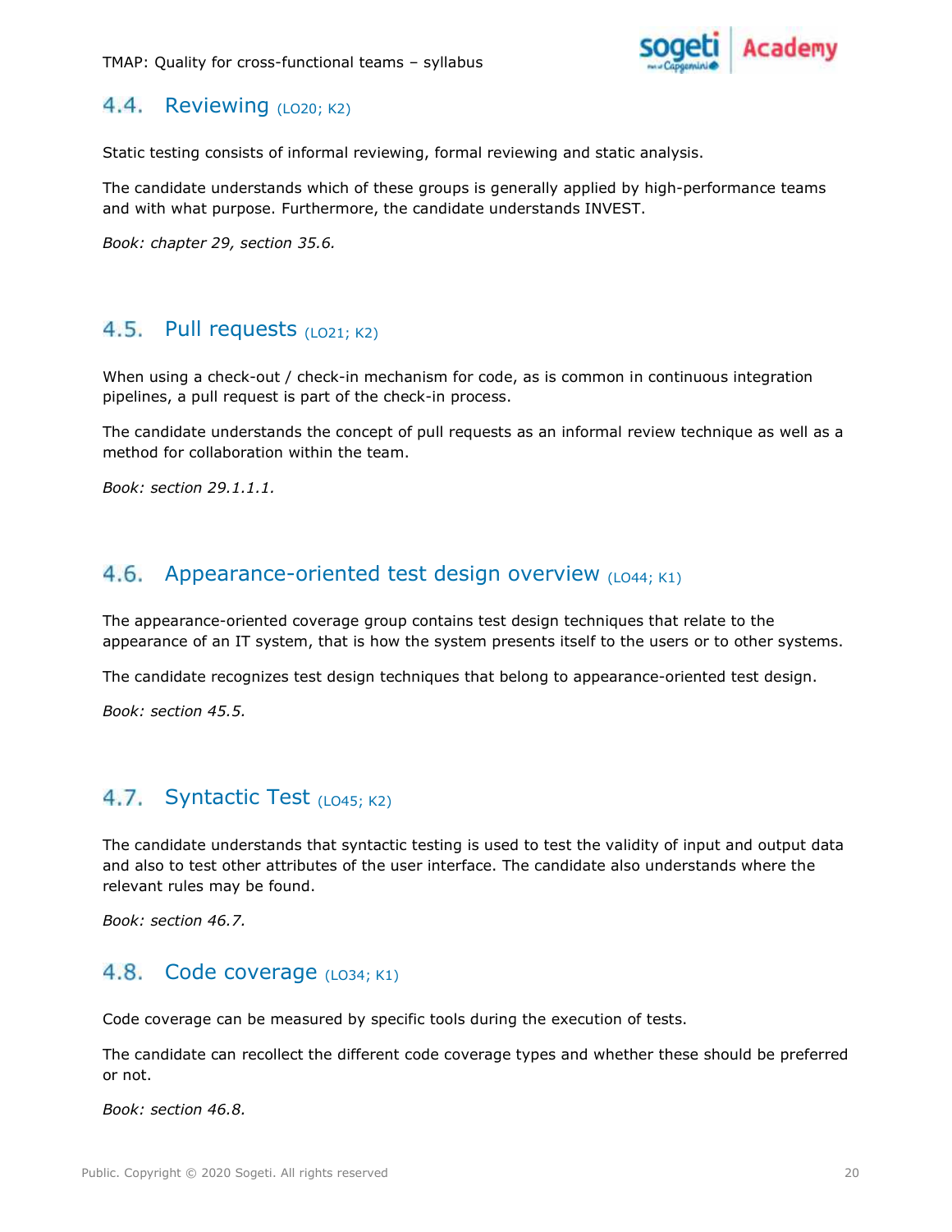## 4.4. Reviewing (LO20; K2)

Static testing consists of informal reviewing, formal reviewing and static analysis.

The candidate understands which of these groups is generally applied by high-performance teams and with what purpose. Furthermore, the candidate understands INVEST.

*Book: chapter 29, section 35.6.*

## 4.5. Pull requests (LO21; K2)

When using a check-out / check-in mechanism for code, as is common in continuous integration pipelines, a pull request is part of the check-in process.

The candidate understands the concept of pull requests as an informal review technique as well as a method for collaboration within the team.

*Book: section 29.1.1.1.*

## 4.6. Appearance-oriented test design overview (LO44; K1)

The appearance-oriented coverage group contains test design techniques that relate to the appearance of an IT system, that is how the system presents itself to the users or to other systems.

The candidate recognizes test design techniques that belong to appearance-oriented test design.

*Book: section 45.5.*

## 4.7. Syntactic Test (LO45; K2)

The candidate understands that syntactic testing is used to test the validity of input and output data and also to test other attributes of the user interface. The candidate also understands where the relevant rules may be found.

*Book: section 46.7.*

## 4.8. Code coverage (LO34; K1)

Code coverage can be measured by specific tools during the execution of tests.

The candidate can recollect the different code coverage types and whether these should be preferred or not.

*Book: section 46.8.*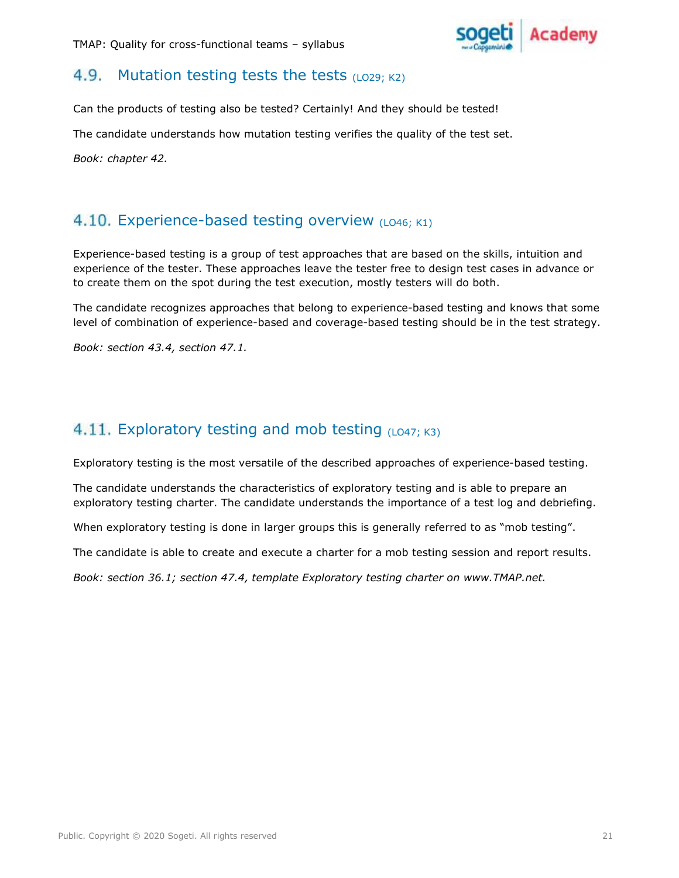## 4.9. Mutation testing tests the tests (LO29; K2)

Can the products of testing also be tested? Certainly! And they should be tested!

The candidate understands how mutation testing verifies the quality of the test set.

*Book: chapter 42.*

## 4.10. Experience-based testing overview (LO46; K1)

Experience-based testing is a group of test approaches that are based on the skills, intuition and experience of the tester. These approaches leave the tester free to design test cases in advance or to create them on the spot during the test execution, mostly testers will do both.

The candidate recognizes approaches that belong to experience-based testing and knows that some level of combination of experience-based and coverage-based testing should be in the test strategy.

*Book: section 43.4, section 47.1.*

## 4.11. Exploratory testing and mob testing (LO47; K3)

Exploratory testing is the most versatile of the described approaches of experience-based testing.

The candidate understands the characteristics of exploratory testing and is able to prepare an exploratory testing charter. The candidate understands the importance of a test log and debriefing.

When exploratory testing is done in larger groups this is generally referred to as "mob testing".

The candidate is able to create and execute a charter for a mob testing session and report results.

*Book: section 36.1; section 47.4, template Exploratory testing charter on www.TMAP.net.*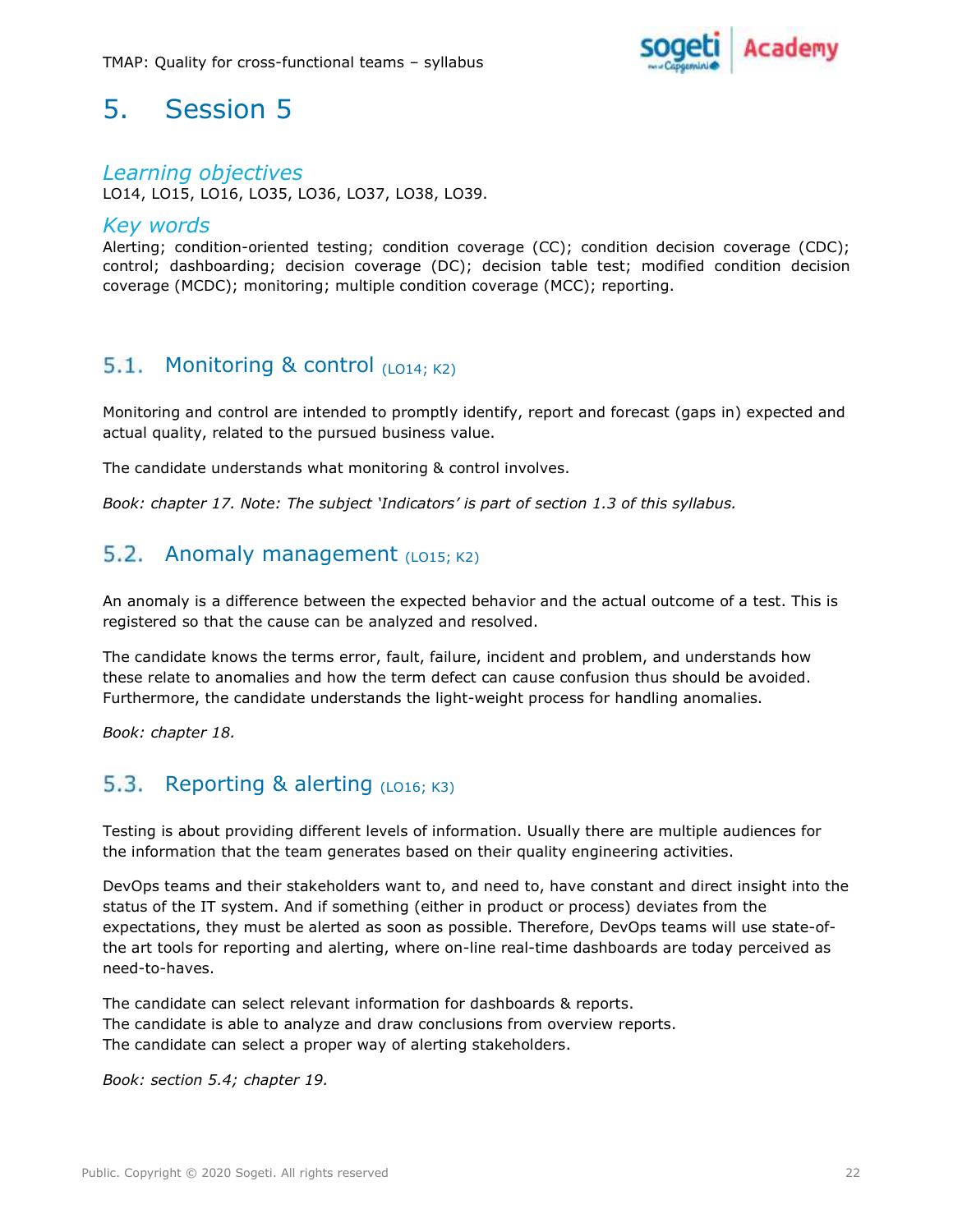# 5. Session 5

*Learning objectives*

LO14, LO15, LO16, LO35, LO36, LO37, LO38, LO39.

*Key words*

Alerting; condition-oriented testing; condition coverage (CC); condition decision coverage (CDC); control; dashboarding; decision coverage (DC); decision table test; modified condition decision coverage (MCDC); monitoring; multiple condition coverage (MCC); reporting.

## 5.1. Monitoring & control (LO14; K2)

Monitoring and control are intended to promptly identify, report and forecast (gaps in) expected and actual quality, related to the pursued business value.

The candidate understands what monitoring & control involves.

*Book: chapter 17. Note: The subject 'Indicators' is part of section 1.3 of this syllabus.*

## 5.2. Anomaly management (LO15; K2)

An anomaly is a difference between the expected behavior and the actual outcome of a test. This is registered so that the cause can be analyzed and resolved.

The candidate knows the terms error, fault, failure, incident and problem, and understands how these relate to anomalies and how the term defect can cause confusion thus should be avoided. Furthermore, the candidate understands the light-weight process for handling anomalies.

*Book: chapter 18.*

## 5.3. Reporting & alerting (LO16; K3)

Testing is about providing different levels of information. Usually there are multiple audiences for the information that the team generates based on their quality engineering activities.

DevOps teams and their stakeholders want to, and need to, have constant and direct insight into the status of the IT system. And if something (either in product or process) deviates from the expectations, they must be alerted as soon as possible. Therefore, DevOps teams will use state-of-the art tools for reporting and alerting, where on-line real-time dashboards are today perceived as need-to-haves.

The candidate can select relevant information for dashboards & reports.
The candidate is able to analyze and draw conclusions from overview reports.
The candidate can select a proper way of alerting stakeholders.

*Book: section 5.4; chapter 19.*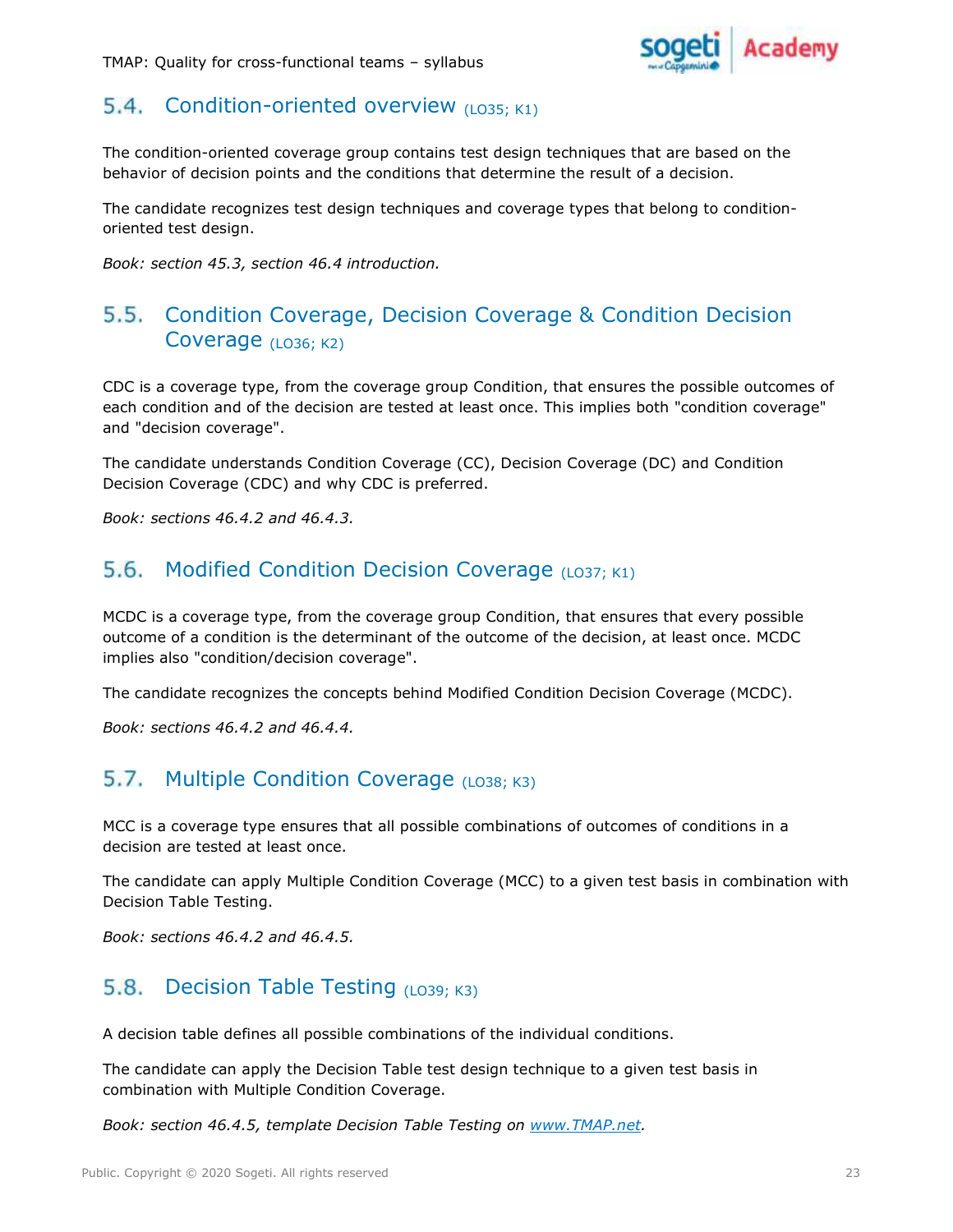## 5.4. Condition-oriented overview (LO35; K1)

The condition-oriented coverage group contains test design techniques that are based on the behavior of decision points and the conditions that determine the result of a decision.

The candidate recognizes test design techniques and coverage types that belong to condition-oriented test design.

*Book: section 45.3, section 46.4 introduction.*

## 5.5. Condition Coverage, Decision Coverage & Condition Decision Coverage (LO36; K2)

CDC is a coverage type, from the coverage group Condition, that ensures the possible outcomes of each condition and of the decision are tested at least once. This implies both "condition coverage" and "decision coverage".

The candidate understands Condition Coverage (CC), Decision Coverage (DC) and Condition Decision Coverage (CDC) and why CDC is preferred.

*Book: sections 46.4.2 and 46.4.3.*

## 5.6. Modified Condition Decision Coverage (LO37; K1)

MCDC is a coverage type, from the coverage group Condition, that ensures that every possible outcome of a condition is the determinant of the outcome of the decision, at least once. MCDC implies also "condition/decision coverage".

The candidate recognizes the concepts behind Modified Condition Decision Coverage (MCDC).

*Book: sections 46.4.2 and 46.4.4.*

## 5.7. Multiple Condition Coverage (LO38; K3)

MCC is a coverage type ensures that all possible combinations of outcomes of conditions in a decision are tested at least once.

The candidate can apply Multiple Condition Coverage (MCC) to a given test basis in combination with Decision Table Testing.

*Book: sections 46.4.2 and 46.4.5.*

## 5.8. Decision Table Testing (LO39; K3)

A decision table defines all possible combinations of the individual conditions.

The candidate can apply the Decision Table test design technique to a given test basis in combination with Multiple Condition Coverage.

*Book: section 46.4.5, template Decision Table Testing on [www.TMAP.net](www.TMAP.net).*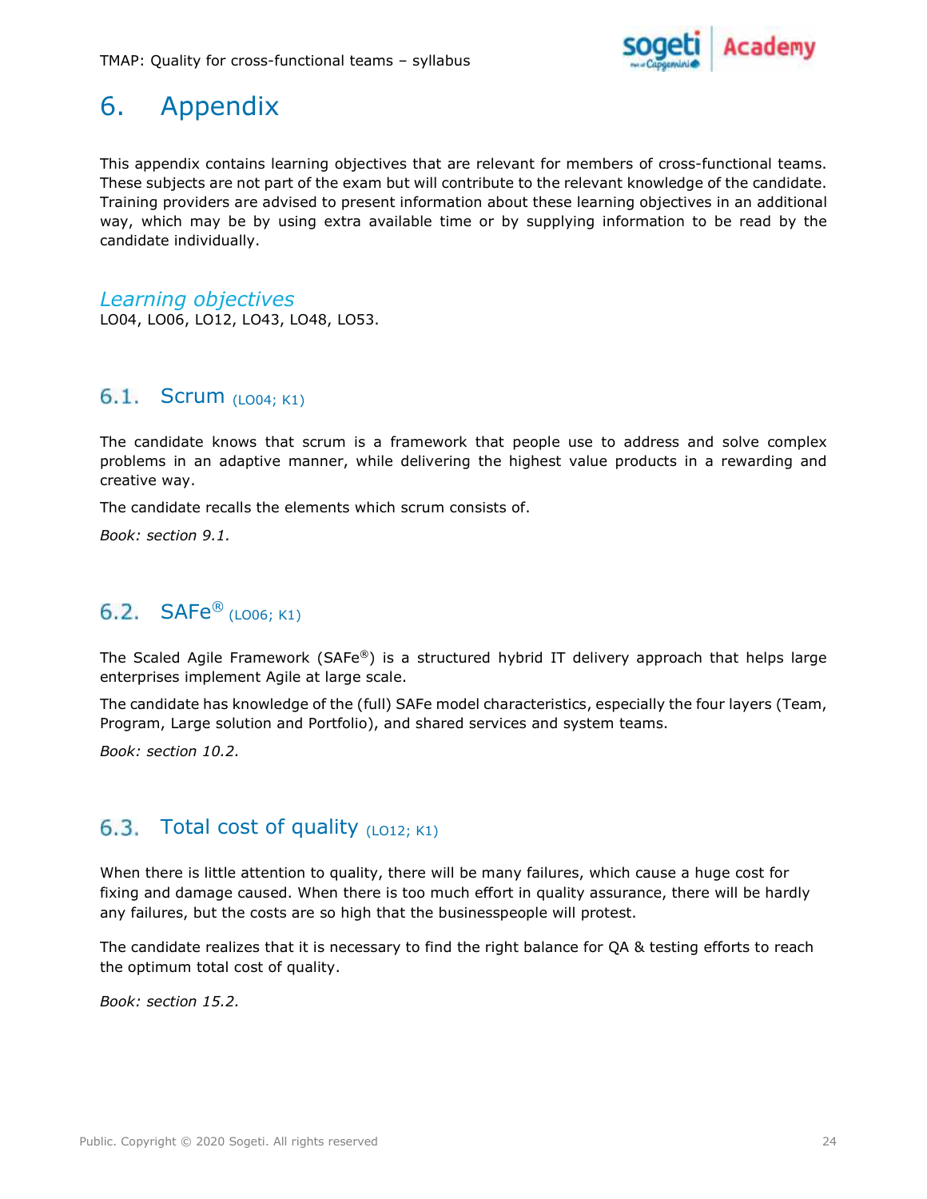# 6. Appendix

This appendix contains learning objectives that are relevant for members of cross-functional teams. These subjects are not part of the exam but will contribute to the relevant knowledge of the candidate. Training providers are advised to present information about these learning objectives in an additional way, which may be by using extra available time or by supplying information to be read by the candidate individually.

### *Learning objectives*

LO04, LO06, LO12, LO43, LO48, LO53.

## 6.1. Scrum (LO04; K1)

The candidate knows that scrum is a framework that people use to address and solve complex problems in an adaptive manner, while delivering the highest value products in a rewarding and creative way.

The candidate recalls the elements which scrum consists of.

*Book: section 9.1.*

## 6.2. SAFe® (LO06; K1)

The Scaled Agile Framework (SAFe®) is a structured hybrid IT delivery approach that helps large enterprises implement Agile at large scale.

The candidate has knowledge of the (full) SAFe model characteristics, especially the four layers (Team, Program, Large solution and Portfolio), and shared services and system teams.

*Book: section 10.2.*

## 6.3. Total cost of quality (LO12; K1)

When there is little attention to quality, there will be many failures, which cause a huge cost for fixing and damage caused. When there is too much effort in quality assurance, there will be hardly any failures, but the costs are so high that the businesspeople will protest.

The candidate realizes that it is necessary to find the right balance for QA & testing efforts to reach the optimum total cost of quality.

*Book: section 15.2.*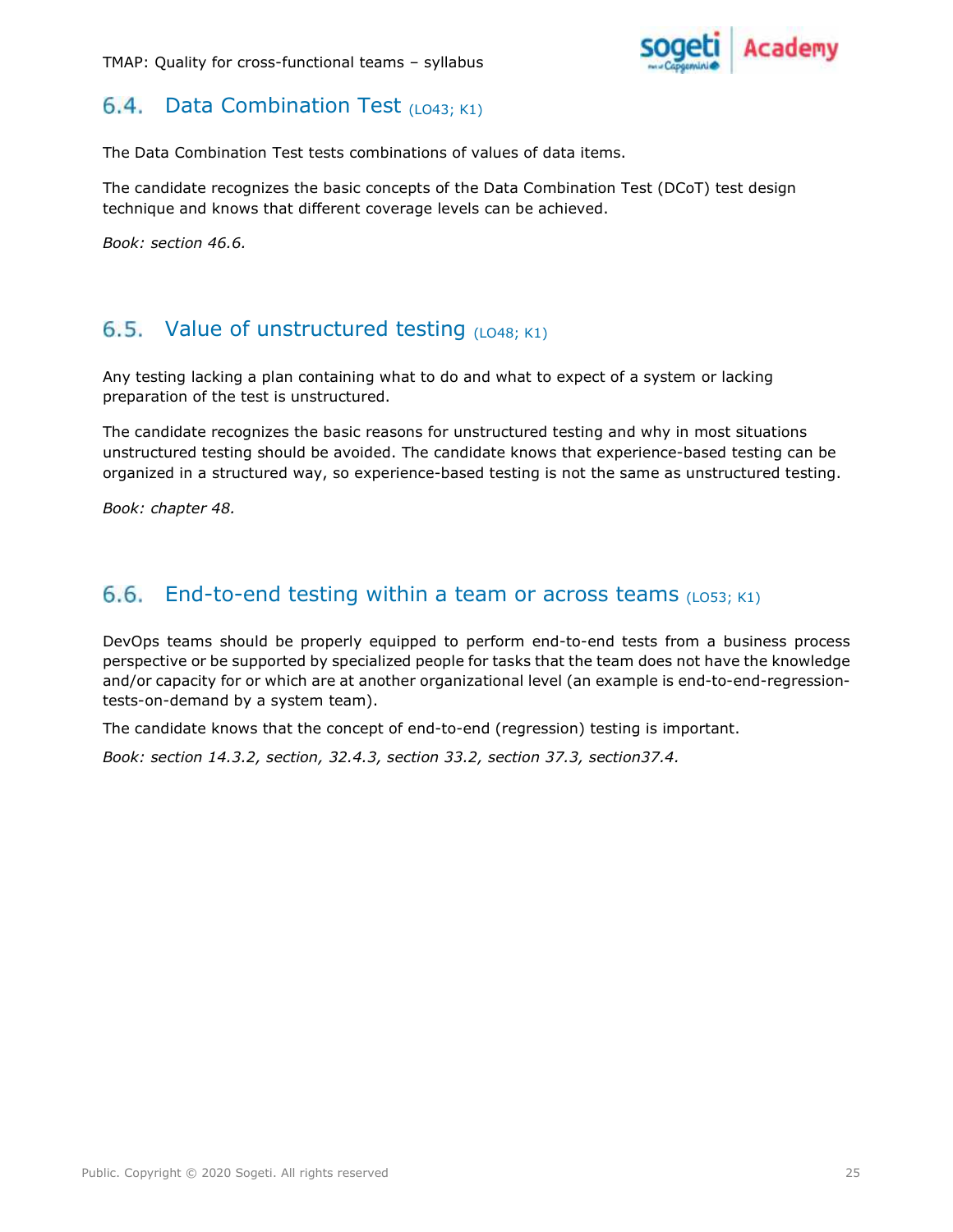## 6.4. Data Combination Test (LO43; K1)

The Data Combination Test tests combinations of values of data items.

The candidate recognizes the basic concepts of the Data Combination Test (DCoT) test design technique and knows that different coverage levels can be achieved.

*Book: section 46.6.*

## 6.5. Value of unstructured testing (LO48; K1)

Any testing lacking a plan containing what to do and what to expect of a system or lacking preparation of the test is unstructured.

The candidate recognizes the basic reasons for unstructured testing and why in most situations unstructured testing should be avoided. The candidate knows that experience-based testing can be organized in a structured way, so experience-based testing is not the same as unstructured testing.

*Book: chapter 48.*

## 6.6. End-to-end testing within a team or across teams (LO53; K1)

DevOps teams should be properly equipped to perform end-to-end tests from a business process perspective or be supported by specialized people for tasks that the team does not have the knowledge and/or capacity for or which are at another organizational level (an example is end-to-end-regression-tests-on-demand by a system team).

The candidate knows that the concept of end-to-end (regression) testing is important.

*Book: section 14.3.2, section, 32.4.3, section 33.2, section 37.3, section37.4.*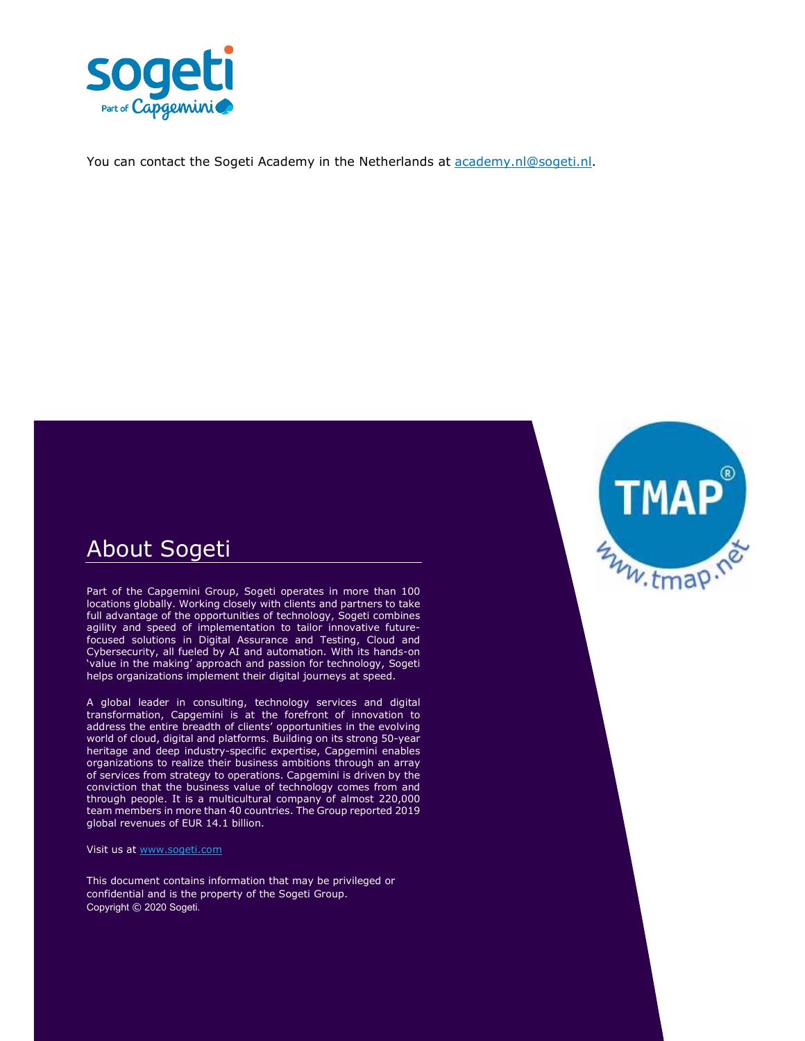You can contact the Sogeti Academy in the Netherlands at academy.nl@sogeti.nl.

## About Sogeti

Part of the Capgemini Group, Sogeti operates in more than 100 locations globally. Working closely with clients and partners to take full advantage of the opportunities of technology, Sogeti combines agility and speed of implementation to tailor innovative future-focused solutions in Digital Assurance and Testing, Cloud and Cybersecurity, all fueled by AI and automation. With its hands-on 'value in the making' approach and passion for technology, Sogeti helps organizations implement their digital journeys at speed.

A global leader in consulting, technology services and digital transformation, Capgemini is at the forefront of innovation to address the entire breadth of clients' opportunities in the evolving world of cloud, digital and platforms. Building on its strong 50-year heritage and deep industry-specific expertise, Capgemini enables organizations to realize their business ambitions through an array of services from strategy to operations. Capgemini is driven by the conviction that the business value of technology comes from and through people. It is a multicultural company of almost 220,000 team members in more than 40 countries. The Group reported 2019 global revenues of EUR 14.1 billion.

Visit us at www.sogeti.com

This document contains information that may be privileged or confidential and is the property of the Sogeti Group.
Copyright © 2020 Sogeti.